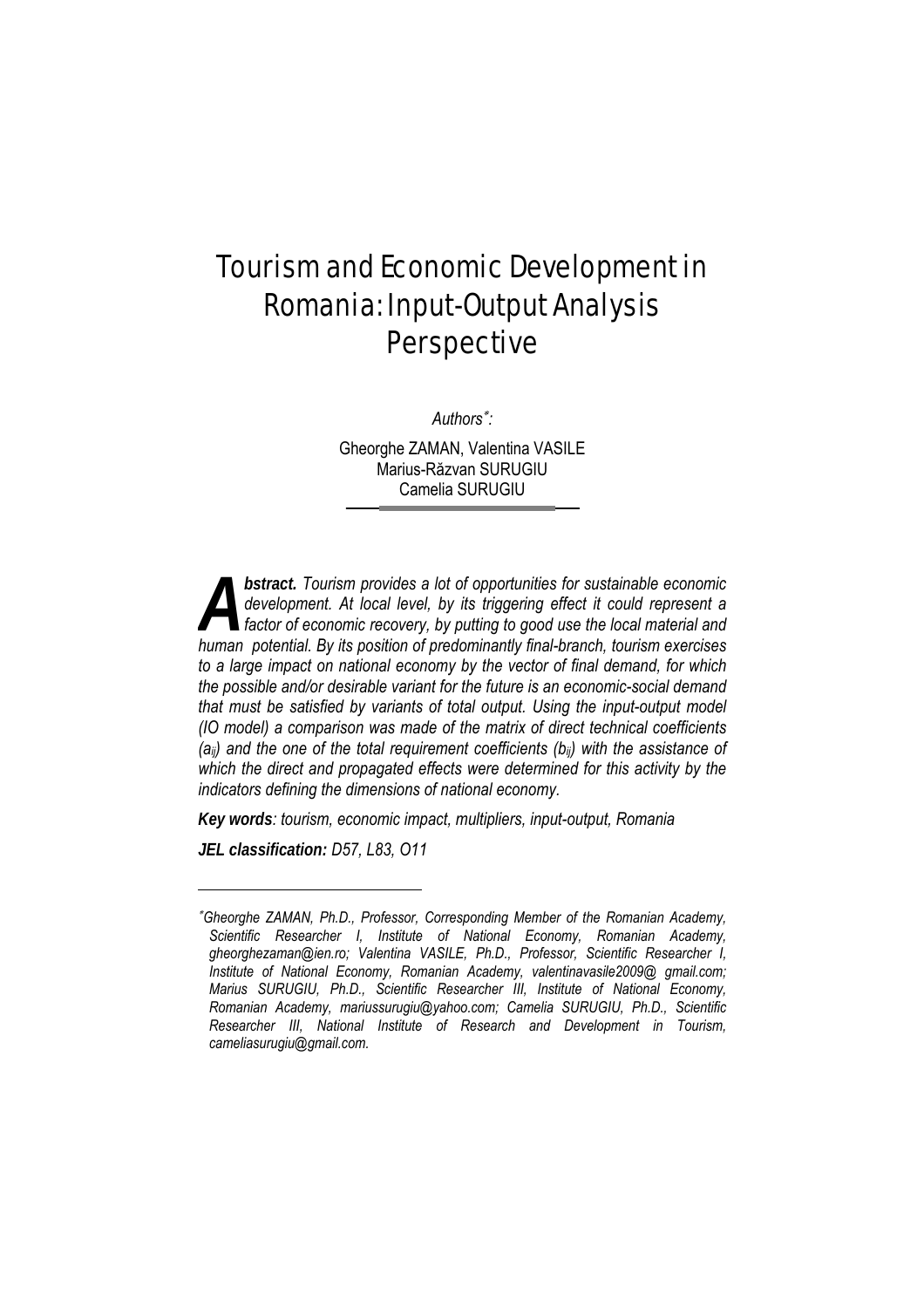# Tourism and Economic Development in Romania: Input-Output Analysis Perspective

*Authors\*:*

Gheorghe ZAMAN, Valentina VASILE
Marius-Răzvan SURUGIU
Camelia SURUGIU

***Abstract.*** *Tourism provides a lot of opportunities for sustainable economic development. At local level, by its triggering effect it could represent a factor of economic recovery, by putting to good use the local material and human potential. By its position of predominantly final-branch, tourism exercises to a large impact on national economy by the vector of final demand, for which the possible and/or desirable variant for the future is an economic-social demand that must be satisfied by variants of total output. Using the input-output model (IO model) a comparison was made of the matrix of direct technical coefficients ($a_{ij}$) and the one of the total requirement coefficients ($b_{ij}$) with the assistance of which the direct and propagated effects were determined for this activity by the indicators defining the dimensions of national economy.*

***Key words****: tourism, economic impact, multipliers, input-output, Romania*

***JEL classification:*** *D57, L83, O11*

---

*\*Gheorghe ZAMAN, Ph.D., Professor, Corresponding Member of the Romanian Academy, Scientific Researcher I, Institute of National Economy, Romanian Academy, gheorghezaman@ien.ro; Valentina VASILE, Ph.D., Professor, Scientific Researcher I, Institute of National Economy, Romanian Academy, valentinavasile2009@ gmail.com; Marius SURUGIU, Ph.D., Scientific Researcher III, Institute of National Economy, Romanian Academy, mariussurugiu@yahoo.com; Camelia SURUGIU, Ph.D., Scientific Researcher III, National Institute of Research and Development in Tourism, cameliasurugiu@gmail.com.*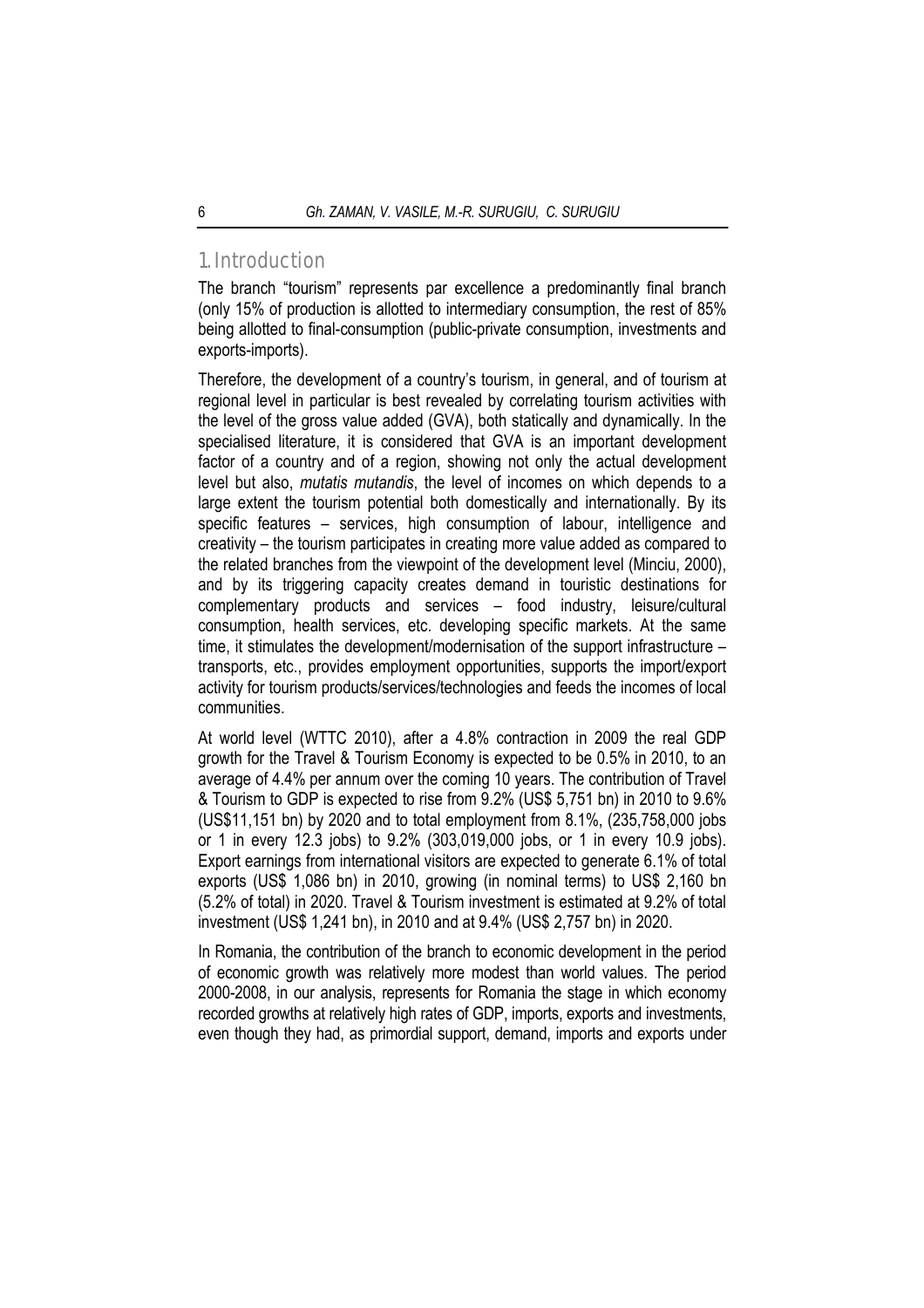## 1. Introduction

The branch "tourism" represents par excellence a predominantly final branch (only 15% of production is allotted to intermediary consumption, the rest of 85% being allotted to final-consumption (public-private consumption, investments and exports-imports).

Therefore, the development of a country's tourism, in general, and of tourism at regional level in particular is best revealed by correlating tourism activities with the level of the gross value added (GVA), both statically and dynamically. In the specialised literature, it is considered that GVA is an important development factor of a country and of a region, showing not only the actual development level but also, *mutatis mutandis*, the level of incomes on which depends to a large extent the tourism potential both domestically and internationally. By its specific features – services, high consumption of labour, intelligence and creativity – the tourism participates in creating more value added as compared to the related branches from the viewpoint of the development level (Minciu, 2000), and by its triggering capacity creates demand in touristic destinations for complementary products and services – food industry, leisure/cultural consumption, health services, etc. developing specific markets. At the same time, it stimulates the development/modernisation of the support infrastructure – transports, etc., provides employment opportunities, supports the import/export activity for tourism products/services/technologies and feeds the incomes of local communities.

At world level (WTTC 2010), after a 4.8% contraction in 2009 the real GDP growth for the Travel & Tourism Economy is expected to be 0.5% in 2010, to an average of 4.4% per annum over the coming 10 years. The contribution of Travel & Tourism to GDP is expected to rise from 9.2% (US$ 5,751 bn) in 2010 to 9.6% (US$11,151 bn) by 2020 and to total employment from 8.1%, (235,758,000 jobs or 1 in every 12.3 jobs) to 9.2% (303,019,000 jobs, or 1 in every 10.9 jobs). Export earnings from international visitors are expected to generate 6.1% of total exports (US$ 1,086 bn) in 2010, growing (in nominal terms) to US$ 2,160 bn (5.2% of total) in 2020. Travel & Tourism investment is estimated at 9.2% of total investment (US$ 1,241 bn), in 2010 and at 9.4% (US$ 2,757 bn) in 2020.

In Romania, the contribution of the branch to economic development in the period of economic growth was relatively more modest than world values. The period 2000-2008, in our analysis, represents for Romania the stage in which economy recorded growths at relatively high rates of GDP, imports, exports and investments, even though they had, as primordial support, demand, imports and exports under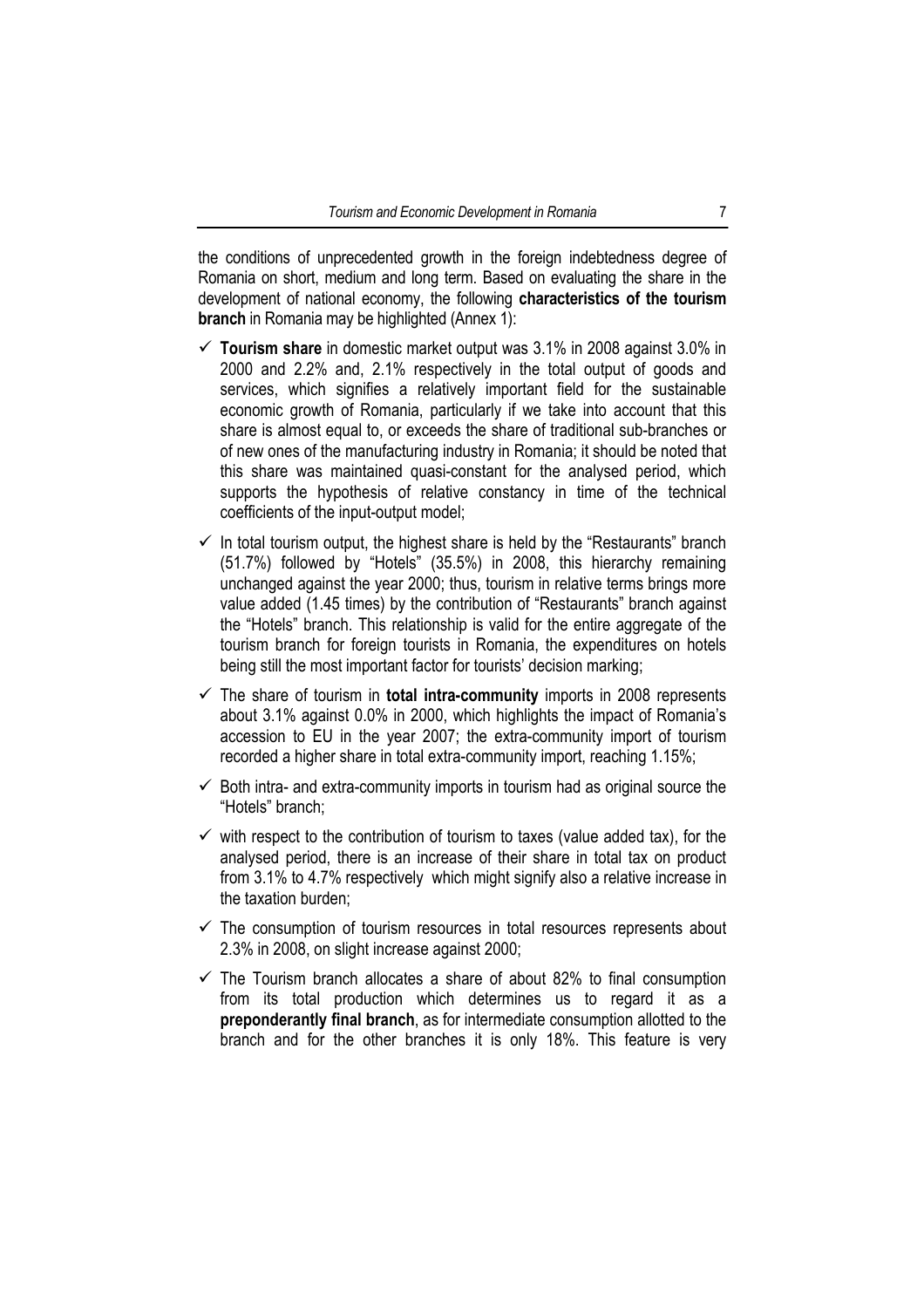the conditions of unprecedented growth in the foreign indebtedness degree of Romania on short, medium and long term. Based on evaluating the share in the development of national economy, the following **characteristics of the tourism branch** in Romania may be highlighted (Annex 1):

- ✓ **Tourism share** in domestic market output was 3.1% in 2008 against 3.0% in 2000 and 2.2% and, 2.1% respectively in the total output of goods and services, which signifies a relatively important field for the sustainable economic growth of Romania, particularly if we take into account that this share is almost equal to, or exceeds the share of traditional sub-branches or of new ones of the manufacturing industry in Romania; it should be noted that this share was maintained quasi-constant for the analysed period, which supports the hypothesis of relative constancy in time of the technical coefficients of the input-output model;
- ✓ In total tourism output, the highest share is held by the "Restaurants" branch (51.7%) followed by "Hotels" (35.5%) in 2008, this hierarchy remaining unchanged against the year 2000; thus, tourism in relative terms brings more value added (1.45 times) by the contribution of "Restaurants" branch against the "Hotels" branch. This relationship is valid for the entire aggregate of the tourism branch for foreign tourists in Romania, the expenditures on hotels being still the most important factor for tourists' decision marking;
- ✓ The share of tourism in **total intra-community** imports in 2008 represents about 3.1% against 0.0% in 2000, which highlights the impact of Romania's accession to EU in the year 2007; the extra-community import of tourism recorded a higher share in total extra-community import, reaching 1.15%;
- ✓ Both intra- and extra-community imports in tourism had as original source the "Hotels" branch;
- ✓ with respect to the contribution of tourism to taxes (value added tax), for the analysed period, there is an increase of their share in total tax on product from 3.1% to 4.7% respectively which might signify also a relative increase in the taxation burden;
- ✓ The consumption of tourism resources in total resources represents about 2.3% in 2008, on slight increase against 2000;
- ✓ The Tourism branch allocates a share of about 82% to final consumption from its total production which determines us to regard it as a **preponderantly final branch**, as for intermediate consumption allotted to the branch and for the other branches it is only 18%. This feature is very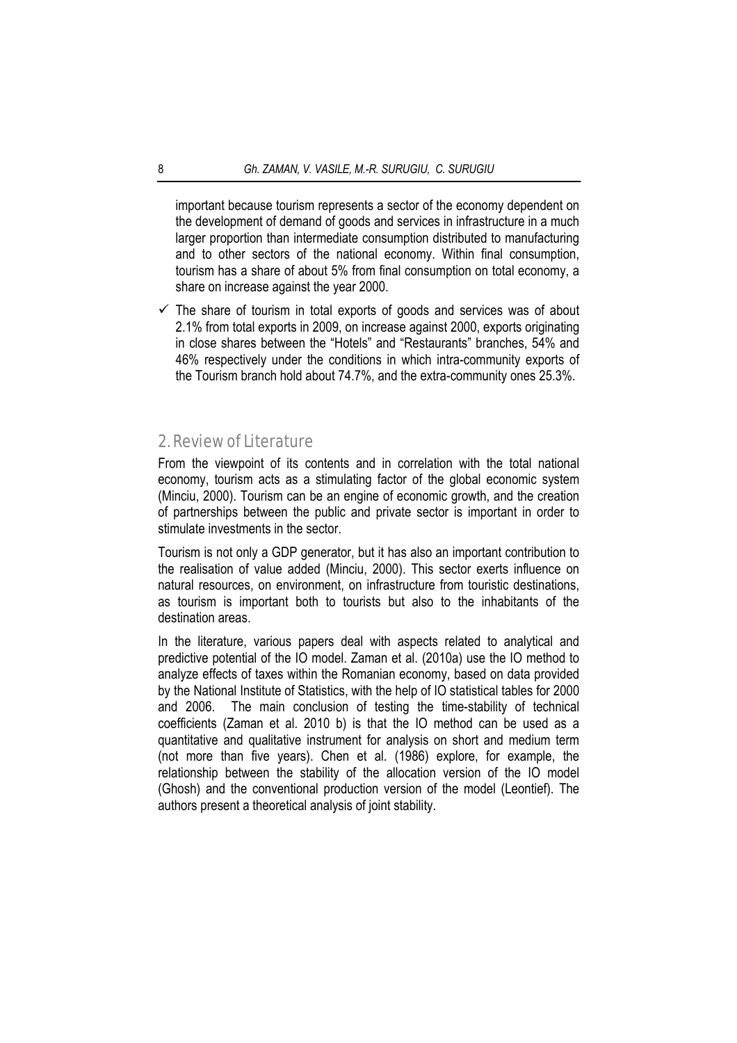important because tourism represents a sector of the economy dependent on the development of demand of goods and services in infrastructure in a much larger proportion than intermediate consumption distributed to manufacturing and to other sectors of the national economy. Within final consumption, tourism has a share of about 5% from final consumption on total economy, a share on increase against the year 2000.

- ✓ The share of tourism in total exports of goods and services was of about 2.1% from total exports in 2009, on increase against 2000, exports originating in close shares between the "Hotels" and "Restaurants" branches, 54% and 46% respectively under the conditions in which intra-community exports of the Tourism branch hold about 74.7%, and the extra-community ones 25.3%.

## 2. Review of Literature

From the viewpoint of its contents and in correlation with the total national economy, tourism acts as a stimulating factor of the global economic system (Minciu, 2000). Tourism can be an engine of economic growth, and the creation of partnerships between the public and private sector is important in order to stimulate investments in the sector.

Tourism is not only a GDP generator, but it has also an important contribution to the realisation of value added (Minciu, 2000). This sector exerts influence on natural resources, on environment, on infrastructure from touristic destinations, as tourism is important both to tourists but also to the inhabitants of the destination areas.

In the literature, various papers deal with aspects related to analytical and predictive potential of the IO model. Zaman et al. (2010a) use the IO method to analyze effects of taxes within the Romanian economy, based on data provided by the National Institute of Statistics, with the help of IO statistical tables for 2000 and 2006. The main conclusion of testing the time-stability of technical coefficients (Zaman et al. 2010 b) is that the IO method can be used as a quantitative and qualitative instrument for analysis on short and medium term (not more than five years). Chen et al. (1986) explore, for example, the relationship between the stability of the allocation version of the IO model (Ghosh) and the conventional production version of the model (Leontief). The authors present a theoretical analysis of joint stability.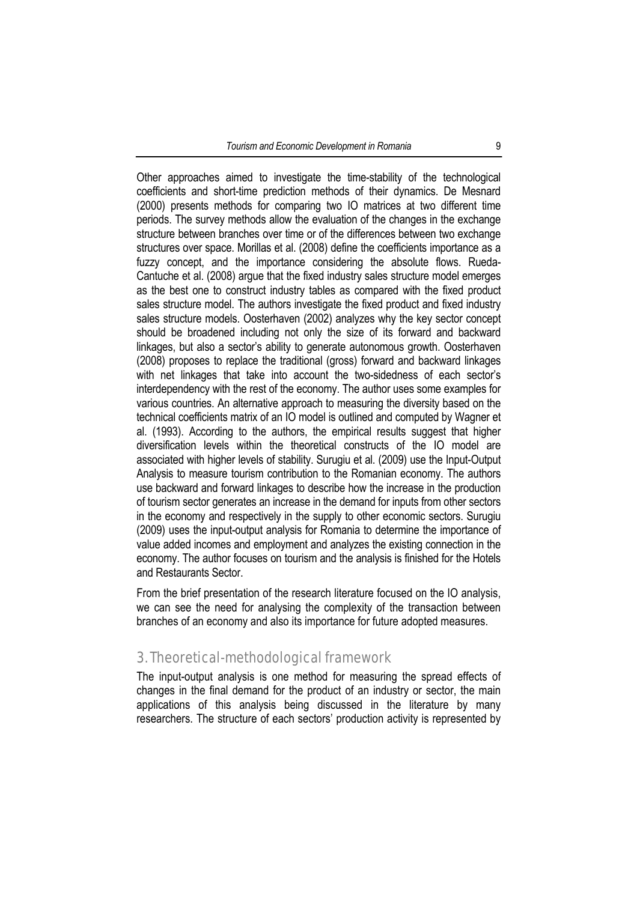Other approaches aimed to investigate the time-stability of the technological coefficients and short-time prediction methods of their dynamics. De Mesnard (2000) presents methods for comparing two IO matrices at two different time periods. The survey methods allow the evaluation of the changes in the exchange structure between branches over time or of the differences between two exchange structures over space. Morillas et al. (2008) define the coefficients importance as a fuzzy concept, and the importance considering the absolute flows. Rueda-Cantuche et al. (2008) argue that the fixed industry sales structure model emerges as the best one to construct industry tables as compared with the fixed product sales structure model. The authors investigate the fixed product and fixed industry sales structure models. Oosterhaven (2002) analyzes why the key sector concept should be broadened including not only the size of its forward and backward linkages, but also a sector's ability to generate autonomous growth. Oosterhaven (2008) proposes to replace the traditional (gross) forward and backward linkages with net linkages that take into account the two-sidedness of each sector's interdependency with the rest of the economy. The author uses some examples for various countries. An alternative approach to measuring the diversity based on the technical coefficients matrix of an IO model is outlined and computed by Wagner et al. (1993). According to the authors, the empirical results suggest that higher diversification levels within the theoretical constructs of the IO model are associated with higher levels of stability. Surugiu et al. (2009) use the Input-Output Analysis to measure tourism contribution to the Romanian economy. The authors use backward and forward linkages to describe how the increase in the production of tourism sector generates an increase in the demand for inputs from other sectors in the economy and respectively in the supply to other economic sectors. Surugiu (2009) uses the input-output analysis for Romania to determine the importance of value added incomes and employment and analyzes the existing connection in the economy. The author focuses on tourism and the analysis is finished for the Hotels and Restaurants Sector.

From the brief presentation of the research literature focused on the IO analysis, we can see the need for analysing the complexity of the transaction between branches of an economy and also its importance for future adopted measures.

## 3. Theoretical-methodological framework

The input-output analysis is one method for measuring the spread effects of changes in the final demand for the product of an industry or sector, the main applications of this analysis being discussed in the literature by many researchers. The structure of each sectors' production activity is represented by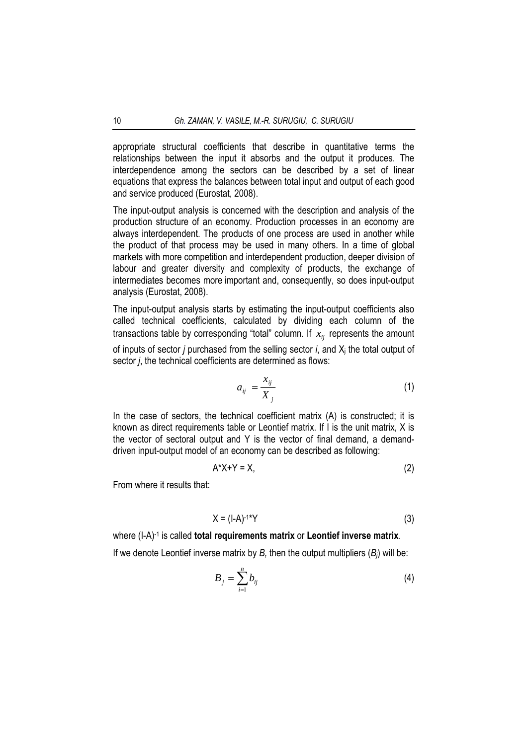appropriate structural coefficients that describe in quantitative terms the relationships between the input it absorbs and the output it produces. The interdependence among the sectors can be described by a set of linear equations that express the balances between total input and output of each good and service produced (Eurostat, 2008).

The input-output analysis is concerned with the description and analysis of the production structure of an economy. Production processes in an economy are always interdependent. The products of one process are used in another while the product of that process may be used in many others. In a time of global markets with more competition and interdependent production, deeper division of labour and greater diversity and complexity of products, the exchange of intermediates becomes more important and, consequently, so does input-output analysis (Eurostat, 2008).

The input-output analysis starts by estimating the input-output coefficients also called technical coefficients, calculated by dividing each column of the transactions table by corresponding "total" column. If $x_{ij}$ represents the amount of inputs of sector *j* purchased from the selling sector *i*, and $X_j$ the total output of sector *j*, the technical coefficients are determined as flows:

$$a_{ij} = \frac{x_{ij}}{X_j} \tag{1}$$

In the case of sectors, the technical coefficient matrix (A) is constructed; it is known as direct requirements table or Leontief matrix. If I is the unit matrix, X is the vector of sectoral output and Y is the vector of final demand, a demand-driven input-output model of an economy can be described as following:

$$A*X+Y = X, \tag{2}$$

From where it results that:

$$X = (I-A)^{-1}*Y \tag{3}$$

where $(I-A)^{-1}$ is called **total requirements matrix** or **Leontief inverse matrix**.

If we denote Leontief inverse matrix by *B,* then the output multipliers ($B_j$) will be:

$$B_j = \sum_{i=1}^{n} b_{ij} \tag{4}$$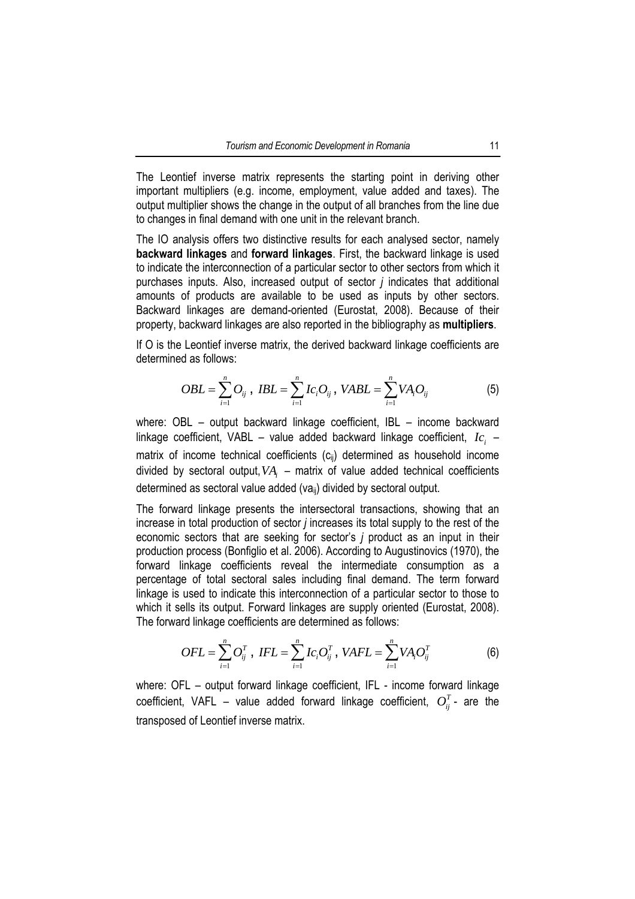The Leontief inverse matrix represents the starting point in deriving other important multipliers (e.g. income, employment, value added and taxes). The output multiplier shows the change in the output of all branches from the line due to changes in final demand with one unit in the relevant branch.

The IO analysis offers two distinctive results for each analysed sector, namely **backward linkages** and **forward linkages**. First, the backward linkage is used to indicate the interconnection of a particular sector to other sectors from which it purchases inputs. Also, increased output of sector *j* indicates that additional amounts of products are available to be used as inputs by other sectors. Backward linkages are demand-oriented (Eurostat, 2008). Because of their property, backward linkages are also reported in the bibliography as **multipliers**.

If O is the Leontief inverse matrix, the derived backward linkage coefficients are determined as follows:

$$OBL = \sum_{i=1}^{n} O_{ij} \text{ , } IBL = \sum_{i=1}^{n} Ic_i O_{ij} \text{ , } VABL = \sum_{i=1}^{n} VA_i O_{ij} \tag{5}$$

where: OBL – output backward linkage coefficient, IBL – income backward linkage coefficient, VABL – value added backward linkage coefficient, $Ic_i$ – matrix of income technical coefficients ($c_{ij}$) determined as household income divided by sectoral output, $VA_i$ – matrix of value added technical coefficients determined as sectoral value added ($va_{ij}$) divided by sectoral output.

The forward linkage presents the intersectoral transactions, showing that an increase in total production of sector *j* increases its total supply to the rest of the economic sectors that are seeking for sector's *j* product as an input in their production process (Bonfiglio et al. 2006). According to Augustinovics (1970), the forward linkage coefficients reveal the intermediate consumption as a percentage of total sectoral sales including final demand. The term forward linkage is used to indicate this interconnection of a particular sector to those to which it sells its output. Forward linkages are supply oriented (Eurostat, 2008). The forward linkage coefficients are determined as follows:

$$OFL = \sum_{i=1}^{n} O_{ij}^{T} \text{ , } IFL = \sum_{i=1}^{n} Ic_i O_{ij}^{T} \text{ , } VAFL = \sum_{i=1}^{n} VA_i O_{ij}^{T} \tag{6}$$

where: OFL – output forward linkage coefficient, IFL - income forward linkage coefficient, VAFL – value added forward linkage coefficient, $O_{ij}^{T}$ - are the transposed of Leontief inverse matrix.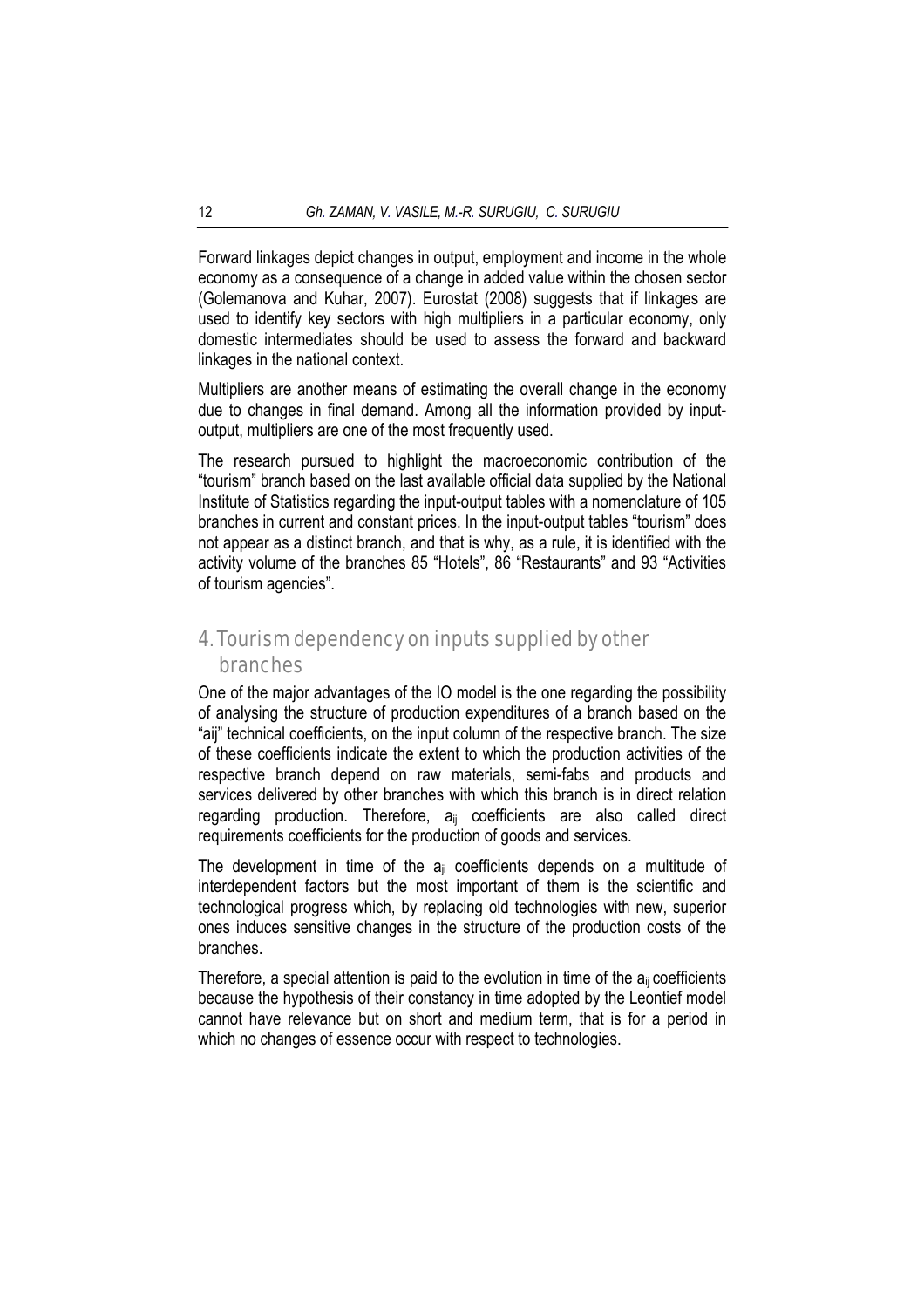Forward linkages depict changes in output, employment and income in the whole economy as a consequence of a change in added value within the chosen sector (Golemanova and Kuhar, 2007). Eurostat (2008) suggests that if linkages are used to identify key sectors with high multipliers in a particular economy, only domestic intermediates should be used to assess the forward and backward linkages in the national context.

Multipliers are another means of estimating the overall change in the economy due to changes in final demand. Among all the information provided by input-output, multipliers are one of the most frequently used.

The research pursued to highlight the macroeconomic contribution of the "tourism" branch based on the last available official data supplied by the National Institute of Statistics regarding the input-output tables with a nomenclature of 105 branches in current and constant prices. In the input-output tables "tourism" does not appear as a distinct branch, and that is why, as a rule, it is identified with the activity volume of the branches 85 "Hotels", 86 "Restaurants" and 93 "Activities of tourism agencies".

## 4. Tourism dependency on inputs supplied by other branches

One of the major advantages of the IO model is the one regarding the possibility of analysing the structure of production expenditures of a branch based on the "aij" technical coefficients, on the input column of the respective branch. The size of these coefficients indicate the extent to which the production activities of the respective branch depend on raw materials, semi-fabs and products and services delivered by other branches with which this branch is in direct relation regarding production. Therefore, $a_{ij}$ coefficients are also called direct requirements coefficients for the production of goods and services.

The development in time of the $a_{ji}$ coefficients depends on a multitude of interdependent factors but the most important of them is the scientific and technological progress which, by replacing old technologies with new, superior ones induces sensitive changes in the structure of the production costs of the branches.

Therefore, a special attention is paid to the evolution in time of the $a_{ij}$ coefficients because the hypothesis of their constancy in time adopted by the Leontief model cannot have relevance but on short and medium term, that is for a period in which no changes of essence occur with respect to technologies.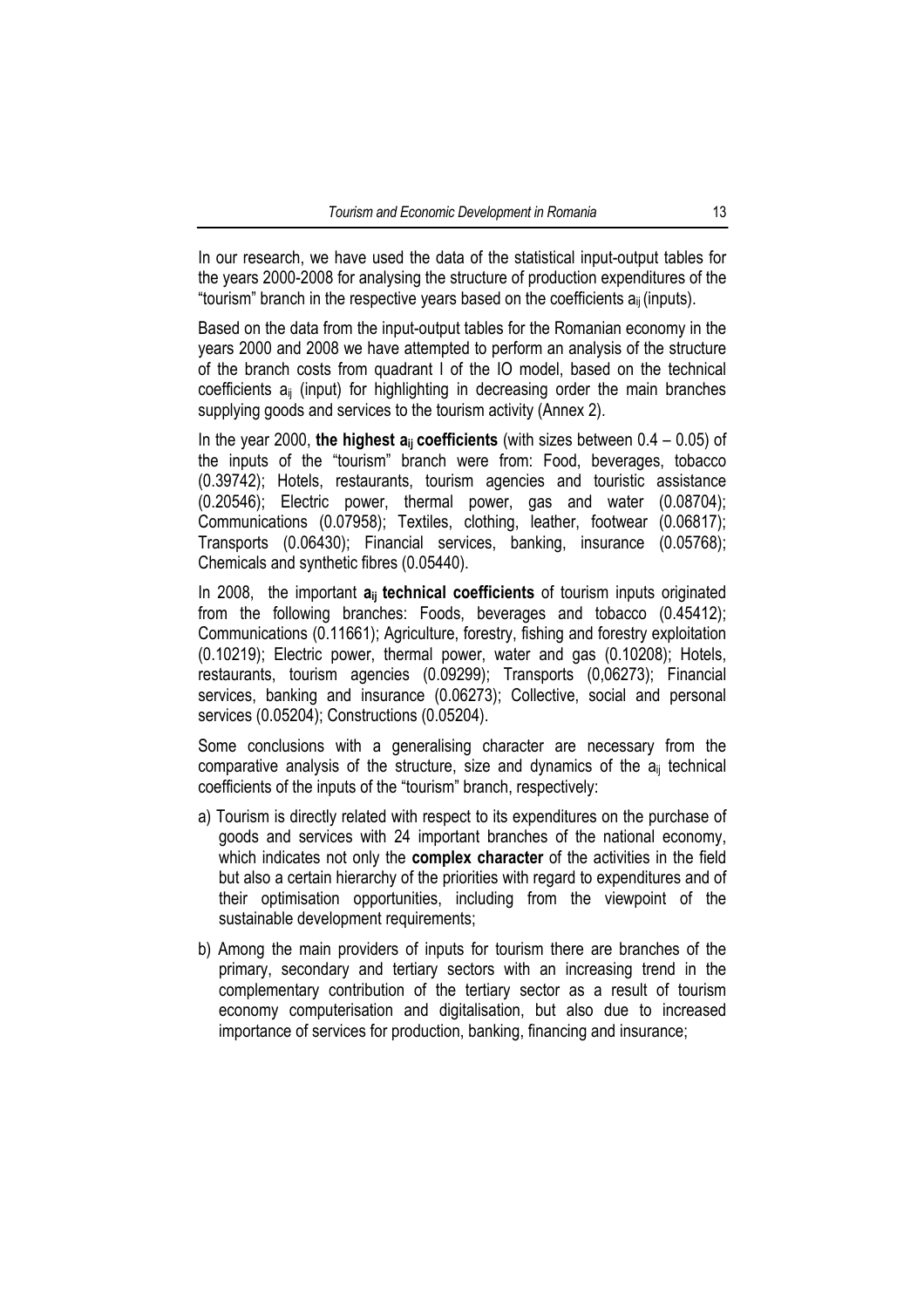In our research, we have used the data of the statistical input-output tables for the years 2000-2008 for analysing the structure of production expenditures of the "tourism" branch in the respective years based on the coefficients $a_{ij}$ (inputs).

Based on the data from the input-output tables for the Romanian economy in the years 2000 and 2008 we have attempted to perform an analysis of the structure of the branch costs from quadrant I of the IO model, based on the technical coefficients $a_{ij}$ (input) for highlighting in decreasing order the main branches supplying goods and services to the tourism activity (Annex 2).

In the year 2000, **the highest $a_{ij}$ coefficients** (with sizes between 0.4 – 0.05) of the inputs of the "tourism" branch were from: Food, beverages, tobacco (0.39742); Hotels, restaurants, tourism agencies and touristic assistance (0.20546); Electric power, thermal power, gas and water (0.08704); Communications (0.07958); Textiles, clothing, leather, footwear (0.06817); Transports (0.06430); Financial services, banking, insurance (0.05768); Chemicals and synthetic fibres (0.05440).

In 2008, the important **$a_{ij}$ technical coefficients** of tourism inputs originated from the following branches: Foods, beverages and tobacco (0.45412); Communications (0.11661); Agriculture, forestry, fishing and forestry exploitation (0.10219); Electric power, thermal power, water and gas (0.10208); Hotels, restaurants, tourism agencies (0.09299); Transports (0,06273); Financial services, banking and insurance (0.06273); Collective, social and personal services (0.05204); Constructions (0.05204).

Some conclusions with a generalising character are necessary from the comparative analysis of the structure, size and dynamics of the $a_{ij}$ technical coefficients of the inputs of the "tourism" branch, respectively:

a) Tourism is directly related with respect to its expenditures on the purchase of goods and services with 24 important branches of the national economy, which indicates not only the **complex character** of the activities in the field but also a certain hierarchy of the priorities with regard to expenditures and of their optimisation opportunities, including from the viewpoint of the sustainable development requirements;

b) Among the main providers of inputs for tourism there are branches of the primary, secondary and tertiary sectors with an increasing trend in the complementary contribution of the tertiary sector as a result of tourism economy computerisation and digitalisation, but also due to increased importance of services for production, banking, financing and insurance;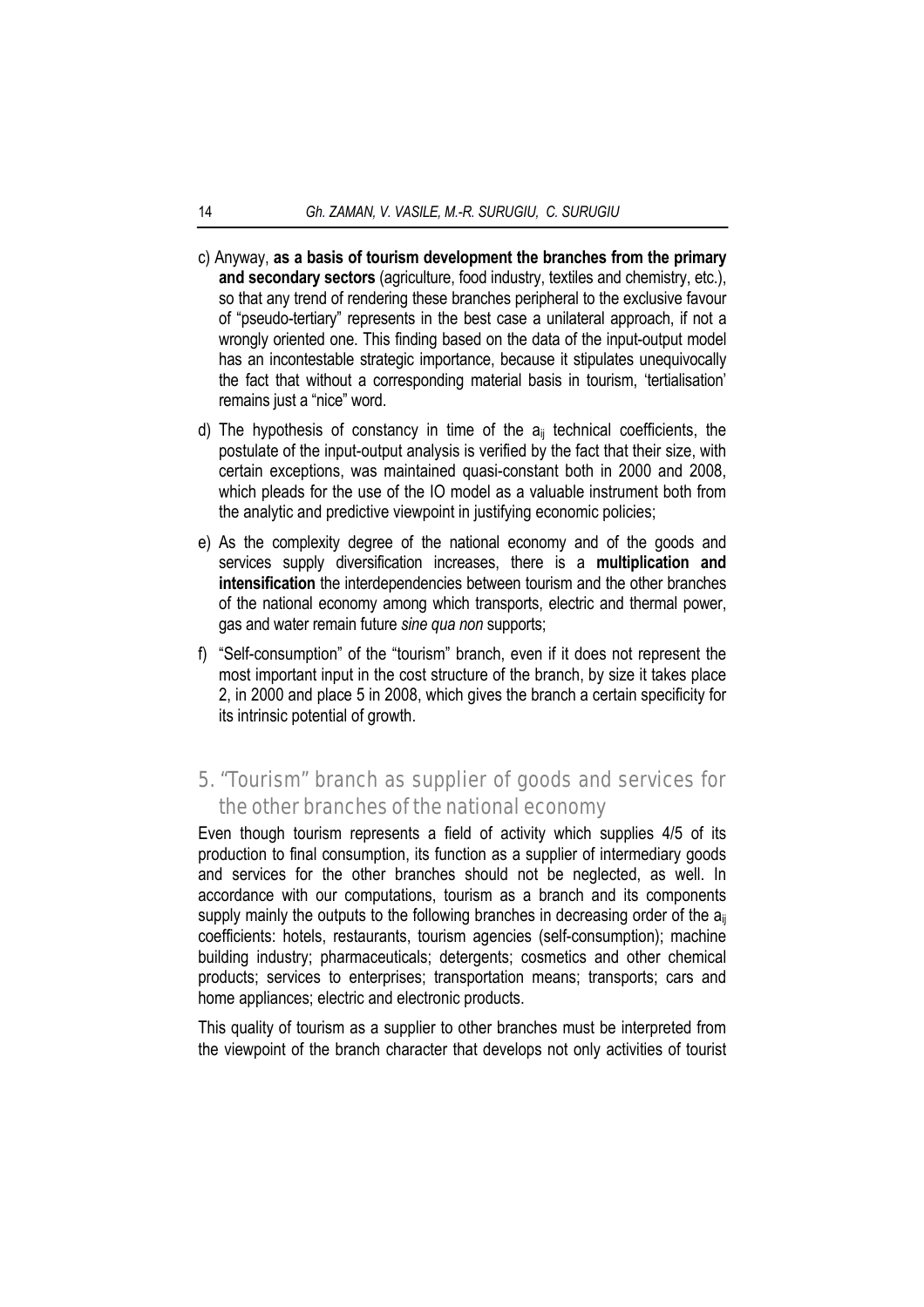c) Anyway, **as a basis of tourism development the branches from the primary and secondary sectors** (agriculture, food industry, textiles and chemistry, etc.), so that any trend of rendering these branches peripheral to the exclusive favour of "pseudo-tertiary" represents in the best case a unilateral approach, if not a wrongly oriented one. This finding based on the data of the input-output model has an incontestable strategic importance, because it stipulates unequivocally the fact that without a corresponding material basis in tourism, 'tertialisation' remains just a "nice" word.

d) The hypothesis of constancy in time of the $a_{ij}$ technical coefficients, the postulate of the input-output analysis is verified by the fact that their size, with certain exceptions, was maintained quasi-constant both in 2000 and 2008, which pleads for the use of the IO model as a valuable instrument both from the analytic and predictive viewpoint in justifying economic policies;

e) As the complexity degree of the national economy and of the goods and services supply diversification increases, there is a **multiplication and intensification** the interdependencies between tourism and the other branches of the national economy among which transports, electric and thermal power, gas and water remain future *sine qua non* supports;

f) "Self-consumption" of the "tourism" branch, even if it does not represent the most important input in the cost structure of the branch, by size it takes place 2, in 2000 and place 5 in 2008, which gives the branch a certain specificity for its intrinsic potential of growth.

## 5. "Tourism" branch as supplier of goods and services for the other branches of the national economy

Even though tourism represents a field of activity which supplies 4/5 of its production to final consumption, its function as a supplier of intermediary goods and services for the other branches should not be neglected, as well. In accordance with our computations, tourism as a branch and its components supply mainly the outputs to the following branches in decreasing order of the $a_{ij}$ coefficients: hotels, restaurants, tourism agencies (self-consumption); machine building industry; pharmaceuticals; detergents; cosmetics and other chemical products; services to enterprises; transportation means; transports; cars and home appliances; electric and electronic products.

This quality of tourism as a supplier to other branches must be interpreted from the viewpoint of the branch character that develops not only activities of tourist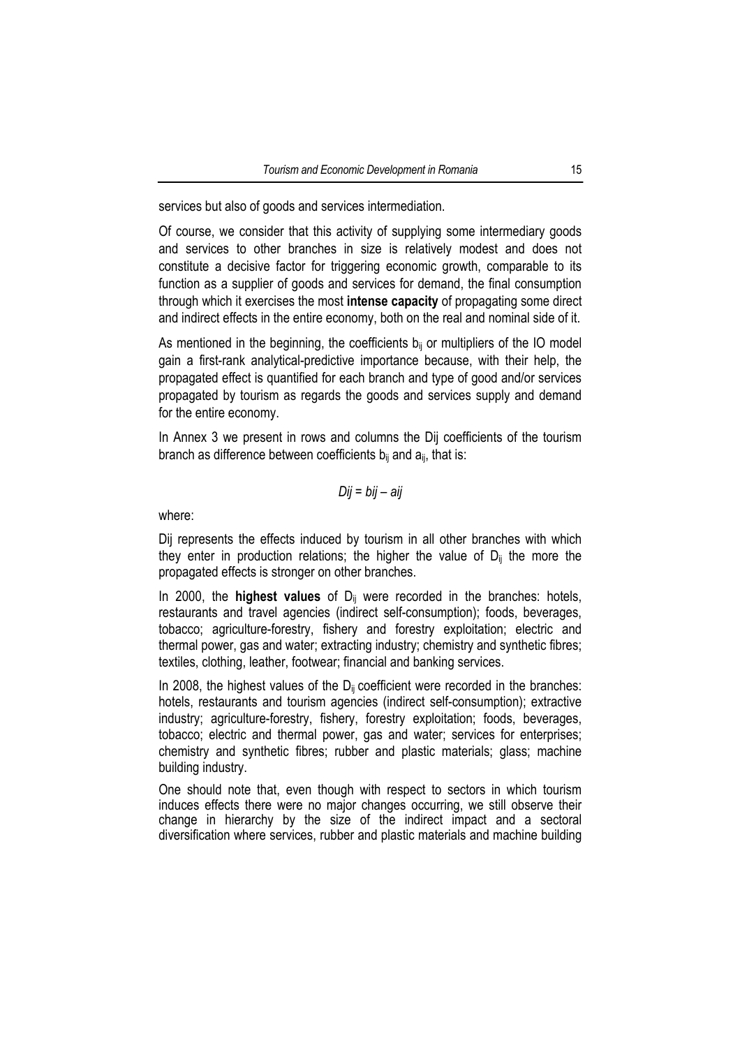services but also of goods and services intermediation.

Of course, we consider that this activity of supplying some intermediary goods and services to other branches in size is relatively modest and does not constitute a decisive factor for triggering economic growth, comparable to its function as a supplier of goods and services for demand, the final consumption through which it exercises the most **intense capacity** of propagating some direct and indirect effects in the entire economy, both on the real and nominal side of it.

As mentioned in the beginning, the coefficients $b_{ij}$ or multipliers of the IO model gain a first-rank analytical-predictive importance because, with their help, the propagated effect is quantified for each branch and type of good and/or services propagated by tourism as regards the goods and services supply and demand for the entire economy.

In Annex 3 we present in rows and columns the Dij coefficients of the tourism branch as difference between coefficients $b_{ij}$ and $a_{ij}$, that is:

$$Dij = bij - aij$$

where:

Dij represents the effects induced by tourism in all other branches with which they enter in production relations; the higher the value of $D_{ij}$ the more the propagated effects is stronger on other branches.

In 2000, the **highest values** of $D_{ij}$ were recorded in the branches: hotels, restaurants and travel agencies (indirect self-consumption); foods, beverages, tobacco; agriculture-forestry, fishery and forestry exploitation; electric and thermal power, gas and water; extracting industry; chemistry and synthetic fibres; textiles, clothing, leather, footwear; financial and banking services.

In 2008, the highest values of the $D_{ij}$ coefficient were recorded in the branches: hotels, restaurants and tourism agencies (indirect self-consumption); extractive industry; agriculture-forestry, fishery, forestry exploitation; foods, beverages, tobacco; electric and thermal power, gas and water; services for enterprises; chemistry and synthetic fibres; rubber and plastic materials; glass; machine building industry.

One should note that, even though with respect to sectors in which tourism induces effects there were no major changes occurring, we still observe their change in hierarchy by the size of the indirect impact and a sectoral diversification where services, rubber and plastic materials and machine building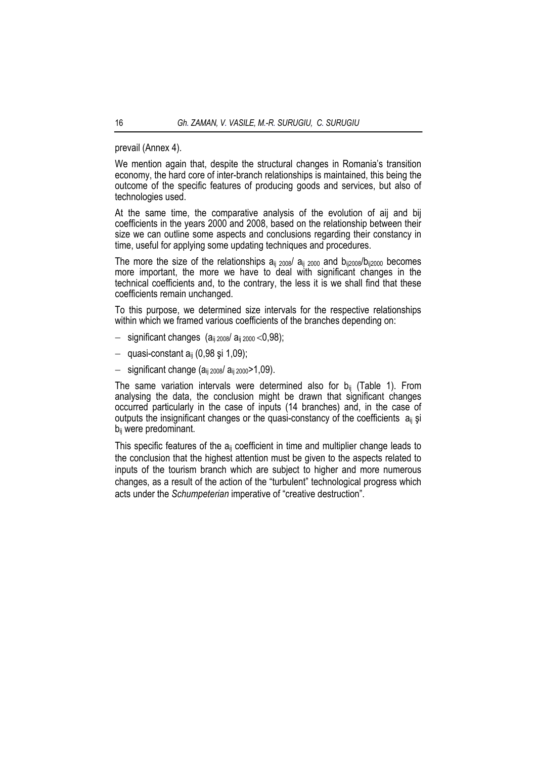prevail (Annex 4).

We mention again that, despite the structural changes in Romania's transition economy, the hard core of inter-branch relationships is maintained, this being the outcome of the specific features of producing goods and services, but also of technologies used.

At the same time, the comparative analysis of the evolution of aij and bij coefficients in the years 2000 and 2008, based on the relationship between their size we can outline some aspects and conclusions regarding their constancy in time, useful for applying some updating techniques and procedures.

The more the size of the relationships $a_{ij\ 2008}/\ a_{ij\ 2000}$ and $b_{ij2008}/b_{ij2000}$ becomes more important, the more we have to deal with significant changes in the technical coefficients and, to the contrary, the less it is we shall find that these coefficients remain unchanged.

To this purpose, we determined size intervals for the respective relationships within which we framed various coefficients of the branches depending on:

- significant changes ($a_{ij\ 2008}/\ a_{ij\ 2000} < 0{,}98$);
- quasi-constant $a_{ij}$ (0,98 şi 1,09);
- significant change ($a_{ij\ 2008}/\ a_{ij\ 2000} > 1{,}09$).

The same variation intervals were determined also for $b_{ij}$ (Table 1). From analysing the data, the conclusion might be drawn that significant changes occurred particularly in the case of inputs (14 branches) and, in the case of outputs the insignificant changes or the quasi-constancy of the coefficients $a_{ij}$ şi $b_{ij}$ were predominant.

This specific features of the $a_{ij}$ coefficient in time and multiplier change leads to the conclusion that the highest attention must be given to the aspects related to inputs of the tourism branch which are subject to higher and more numerous changes, as a result of the action of the "turbulent" technological progress which acts under the *Schumpeterian* imperative of "creative destruction".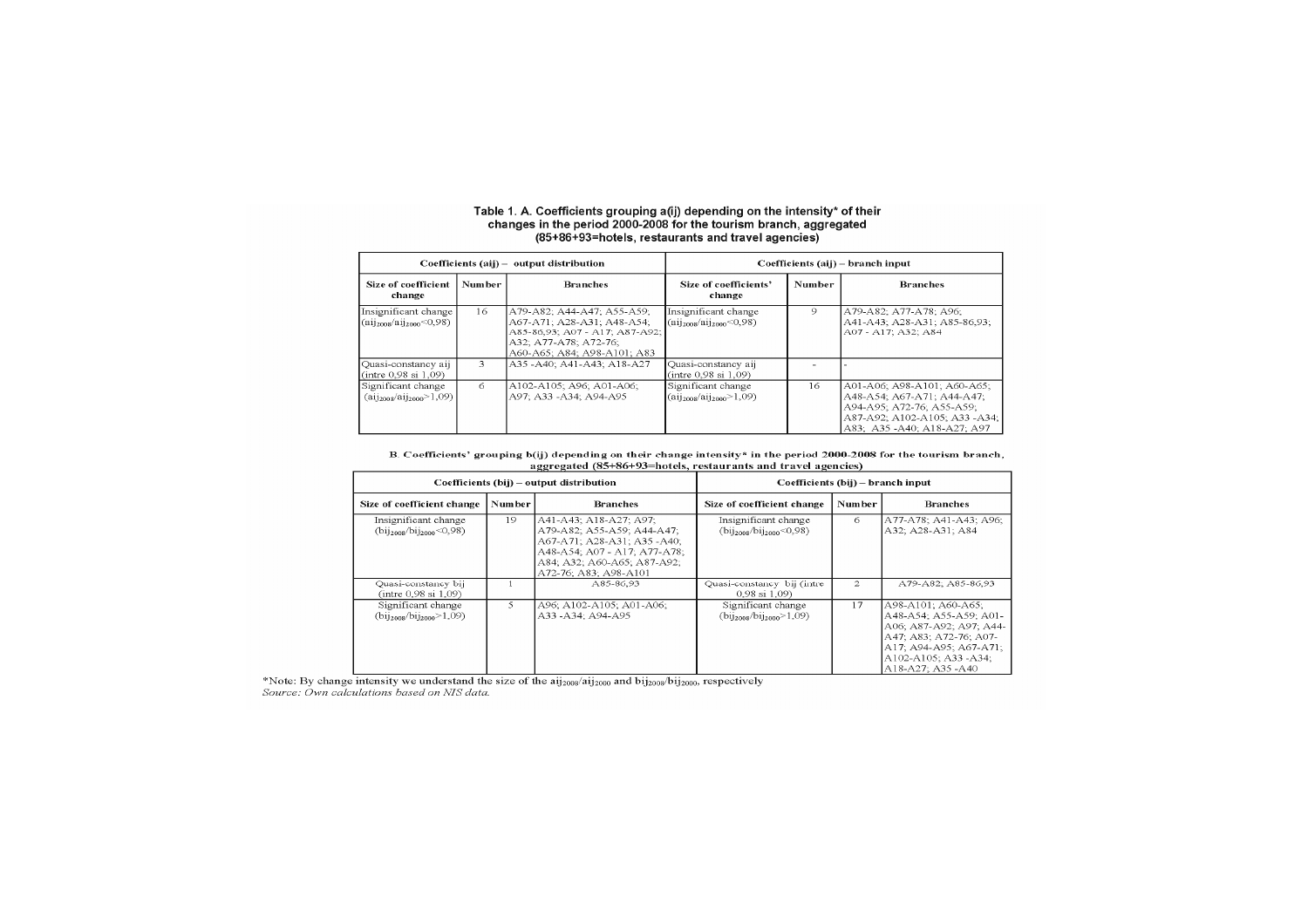**Table 1. A. Coefficients grouping a(ij) depending on the intensity\* of their changes in the period 2000-2008 for the tourism branch, aggregated (85+86+93=hotels, restaurants and travel agencies)**

| Coefficients (aij) – output distribution | | | Coefficients (aij) – branch input | | |
|---|---|---|---|---|---|
| Size of coefficient change | Number | Branches | Size of coefficients' change | Number | Branches |
| Insignificant change ($aij_{2008}/aij_{2000}<0,98$) | 16 | A79-A82; A44-A47; A55-A59; A67-A71; A28-A31; A48-A54; A85-86,93; A07 - A17; A87-A92; A32; A77-A78; A72-76; A60-A65; A84; A98-A101; A83 | Insignificant change ($aij_{2008}/aij_{2000}<0,98$) | 9 | A79-A82; A77-A78; A96; A41-A43; A28-A31; A85-86,93; A07 - A17; A32; A84 |
| Quasi-constancy aij (intre 0,98 si 1,09) | 3 | A35 -A40; A41-A43; A18-A27 | Quasi-constancy aij (intre 0,98 si 1,09) | - | - |
| Significant change ($aij_{2008}/aij_{2000}>1,09$) | 6 | A102-A105; A96; A01-A06; A97; A33 -A34; A94-A95 | Significant change ($aij_{2008}/aij_{2000}>1,09$) | 16 | A01-A06; A98-A101; A60-A65; A48-A54; A67-A71; A44-A47; A94-A95; A72-76; A55-A59; A87-A92; A102-A105; A33 -A34; A83; A35 -A40; A18-A27; A97 |

**B. Coefficients' grouping b(ij) depending on their change intensity\* in the period 2000-2008 for the tourism branch, aggregated (85+86+93=hotels, restaurants and travel agencies)**

| Coefficients (bij) – output distribution | | | Coefficients (bij) – branch input | | |
|---|---|---|---|---|---|
| Size of coefficient change | Number | Branches | Size of coefficient change | Number | Branches |
| Insignificant change ($bij_{2008}/bij_{2000}<0,98$) | 19 | A41-A43; A18-A27; A97; A79-A82; A55-A59; A44-A47; A67-A71; A28-A31; A35 -A40; A48-A54; A07 - A17; A77-A78; A84; A32; A60-A65; A87-A92; A72-76; A83; A98-A101 | Insignificant change ($bij_{2008}/bij_{2000}<0,98$) | 6 | A77-A78; A41-A43; A96; A32; A28-A31; A84 |
| Quasi-constancy bij (intre 0,98 si 1,09) | 1 | A85-86,93 | Quasi-constancy bij (intre 0,98 si 1,09) | 2 | A79-A82; A85-86,93 |
| Significant change ($bij_{2008}/bij_{2000}>1,09$) | 5 | A96; A102-A105; A01-A06; A33 -A34; A94-A95 | Significant change ($bij_{2008}/bij_{2000}>1,09$) | 17 | A98-A101; A60-A65; A48-A54; A55-A59; A01-A06; A87-A92; A97; A44-A47; A83; A72-76; A07-A17; A94-A95; A67-A71; A102-A105; A33 -A34; A18-A27; A35 -A40 |

\*Note: By change intensity we understand the size of the $aij_{2008}/aij_{2000}$ and $bij_{2008}/bij_{2000}$, respectively

*Source: Own calculations based on NIS data.*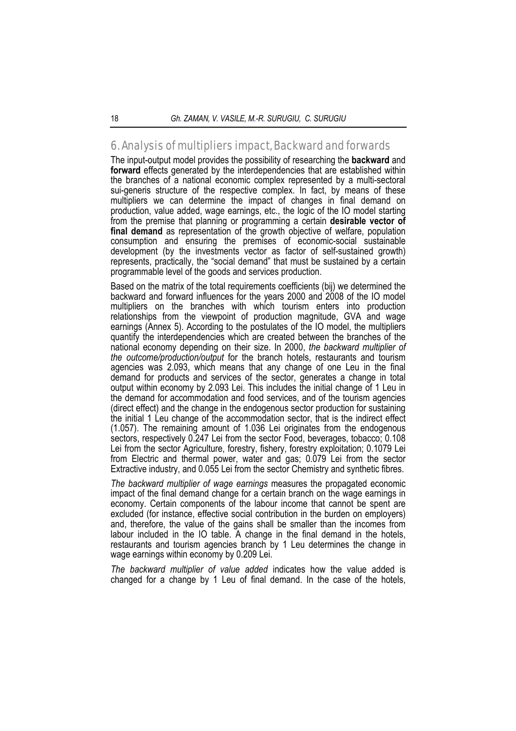## 6. Analysis of multipliers impact, Backward and forwards

The input-output model provides the possibility of researching the **backward** and **forward** effects generated by the interdependencies that are established within the branches of a national economic complex represented by a multi-sectoral sui-generis structure of the respective complex. In fact, by means of these multipliers we can determine the impact of changes in final demand on production, value added, wage earnings, etc., the logic of the IO model starting from the premise that planning or programming a certain **desirable vector of final demand** as representation of the growth objective of welfare, population consumption and ensuring the premises of economic-social sustainable development (by the investments vector as factor of self-sustained growth) represents, practically, the "social demand" that must be sustained by a certain programmable level of the goods and services production.

Based on the matrix of the total requirements coefficients (bij) we determined the backward and forward influences for the years 2000 and 2008 of the IO model multipliers on the branches with which tourism enters into production relationships from the viewpoint of production magnitude, GVA and wage earnings (Annex 5). According to the postulates of the IO model, the multipliers quantify the interdependencies which are created between the branches of the national economy depending on their size. In 2000, *the backward multiplier of the outcome/production/output* for the branch hotels, restaurants and tourism agencies was 2.093, which means that any change of one Leu in the final demand for products and services of the sector, generates a change in total output within economy by 2.093 Lei. This includes the initial change of 1 Leu in the demand for accommodation and food services, and of the tourism agencies (direct effect) and the change in the endogenous sector production for sustaining the initial 1 Leu change of the accommodation sector, that is the indirect effect (1.057). The remaining amount of 1.036 Lei originates from the endogenous sectors, respectively 0.247 Lei from the sector Food, beverages, tobacco; 0.108 Lei from the sector Agriculture, forestry, fishery, forestry exploitation; 0.1079 Lei from Electric and thermal power, water and gas; 0.079 Lei from the sector Extractive industry, and 0.055 Lei from the sector Chemistry and synthetic fibres.

*The backward multiplier of wage earnings* measures the propagated economic impact of the final demand change for a certain branch on the wage earnings in economy. Certain components of the labour income that cannot be spent are excluded (for instance, effective social contribution in the burden on employers) and, therefore, the value of the gains shall be smaller than the incomes from labour included in the IO table. A change in the final demand in the hotels, restaurants and tourism agencies branch by 1 Leu determines the change in wage earnings within economy by 0.209 Lei.

*The backward multiplier of value added* indicates how the value added is changed for a change by 1 Leu of final demand. In the case of the hotels,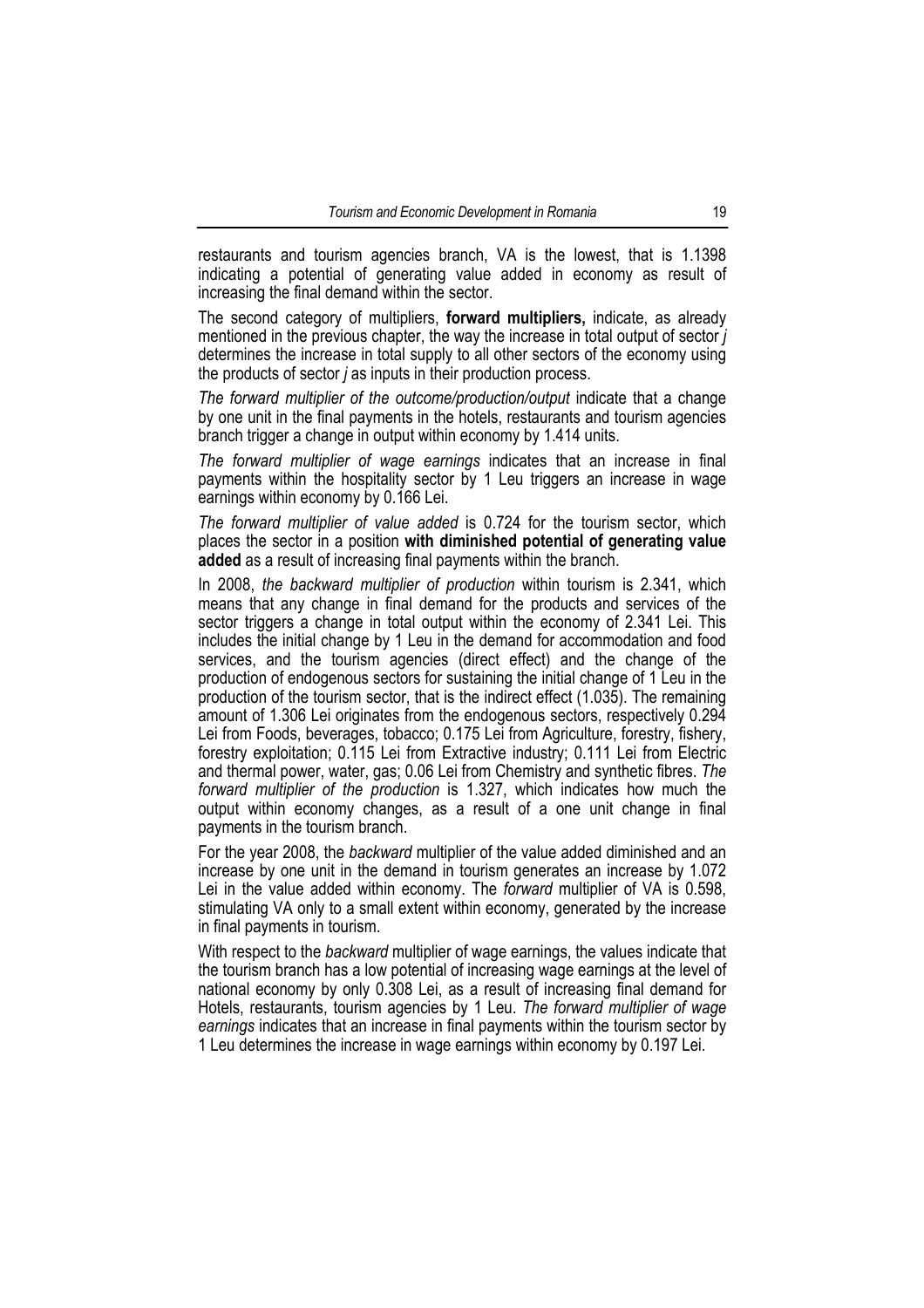restaurants and tourism agencies branch, VA is the lowest, that is 1.1398 indicating a potential of generating value added in economy as result of increasing the final demand within the sector.

The second category of multipliers, **forward multipliers,** indicate, as already mentioned in the previous chapter, the way the increase in total output of sector *j* determines the increase in total supply to all other sectors of the economy using the products of sector *j* as inputs in their production process.

*The forward multiplier of the outcome/production/output* indicate that a change by one unit in the final payments in the hotels, restaurants and tourism agencies branch trigger a change in output within economy by 1.414 units.

*The forward multiplier of wage earnings* indicates that an increase in final payments within the hospitality sector by 1 Leu triggers an increase in wage earnings within economy by 0.166 Lei.

*The forward multiplier of value added* is 0.724 for the tourism sector, which places the sector in a position **with diminished potential of generating value added** as a result of increasing final payments within the branch.

In 2008, *the backward multiplier of production* within tourism is 2.341, which means that any change in final demand for the products and services of the sector triggers a change in total output within the economy of 2.341 Lei. This includes the initial change by 1 Leu in the demand for accommodation and food services, and the tourism agencies (direct effect) and the change of the production of endogenous sectors for sustaining the initial change of 1 Leu in the production of the tourism sector, that is the indirect effect (1.035). The remaining amount of 1.306 Lei originates from the endogenous sectors, respectively 0.294 Lei from Foods, beverages, tobacco; 0.175 Lei from Agriculture, forestry, fishery, forestry exploitation; 0.115 Lei from Extractive industry; 0.111 Lei from Electric and thermal power, water, gas; 0.06 Lei from Chemistry and synthetic fibres. *The forward multiplier of the production* is 1.327, which indicates how much the output within economy changes, as a result of a one unit change in final payments in the tourism branch.

For the year 2008, the *backward* multiplier of the value added diminished and an increase by one unit in the demand in tourism generates an increase by 1.072 Lei in the value added within economy. The *forward* multiplier of VA is 0.598, stimulating VA only to a small extent within economy, generated by the increase in final payments in tourism.

With respect to the *backward* multiplier of wage earnings, the values indicate that the tourism branch has a low potential of increasing wage earnings at the level of national economy by only 0.308 Lei, as a result of increasing final demand for Hotels, restaurants, tourism agencies by 1 Leu. *The forward multiplier of wage earnings* indicates that an increase in final payments within the tourism sector by 1 Leu determines the increase in wage earnings within economy by 0.197 Lei.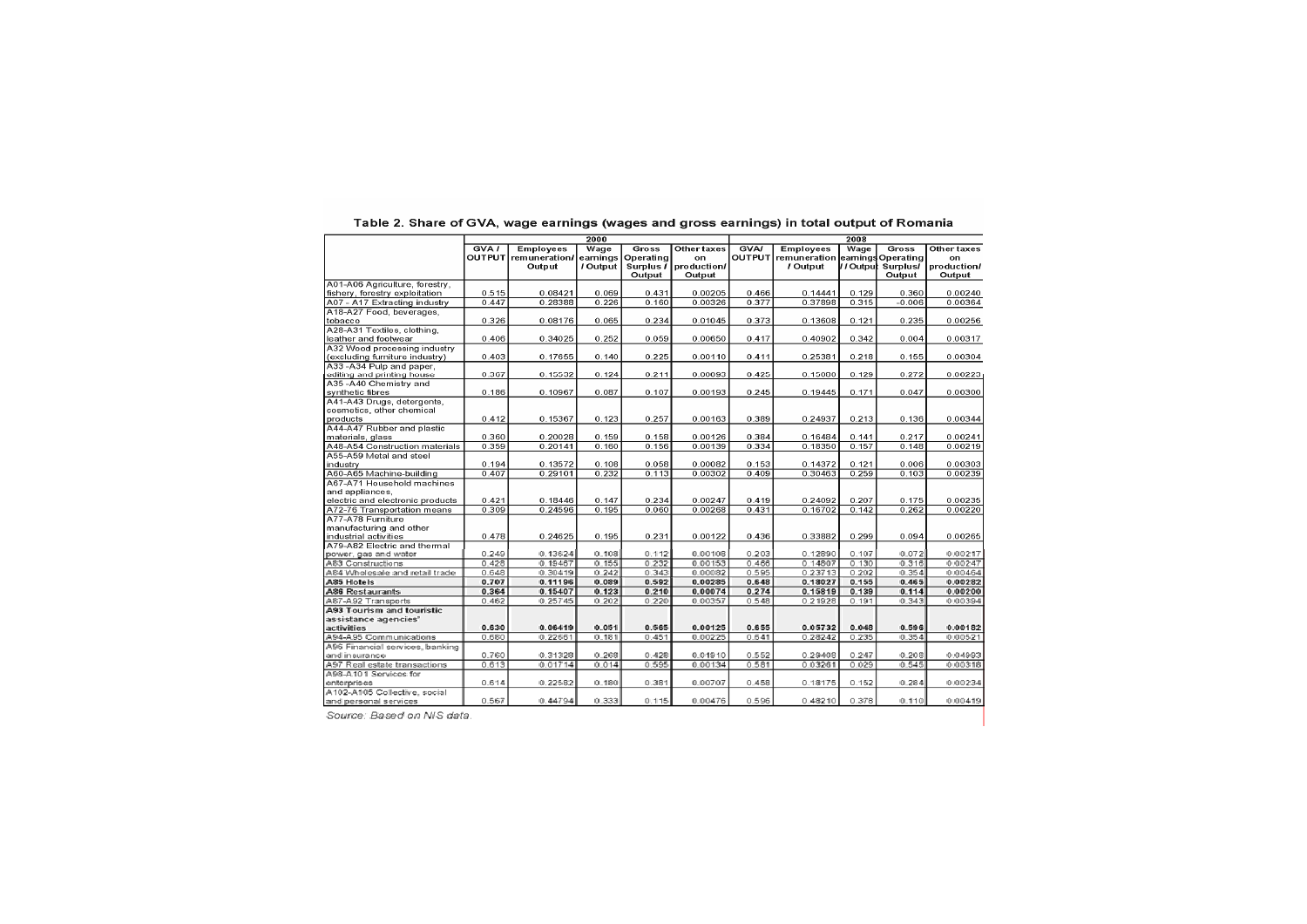**Table 2. Share of GVA, wage earnings (wages and gross earnings) in total output of Romania**

| | 2000 | | | | | 2008 | | | | |
|---|---|---|---|---|---|---|---|---|---|---|
| | GVA / OUTPUT | Employees remuneration/ Output | Wage earnings / Output | Gross Operating Surplus / Output | Other taxes on production/ Output | GVA/ OUTPUT | Employees remuneration / Output | Wage earnings / Output | Gross Operating Surplus/ Output | Other taxes on production/ Output |
| A01-A06 Agriculture, forestry, fishery, forestry exploitation | 0.515 | 0.08421 | 0.069 | 0.431 | 0.00205 | 0.466 | 0.14441 | 0.129 | 0.360 | 0.00240 |
| A07 - A17 Extracting industry | 0.447 | 0.28388 | 0.226 | 0.160 | 0.00326 | 0.377 | 0.37898 | 0.315 | -0.006 | 0.00364 |
| A18-A27 Food, beverages, tobacco | 0.326 | 0.08176 | 0.065 | 0.234 | 0.01045 | 0.373 | 0.13608 | 0.121 | 0.235 | 0.00256 |
| A28-A31 Textiles, clothing, leather and footwear | 0.406 | 0.34025 | 0.252 | 0.059 | 0.00650 | 0.417 | 0.40902 | 0.342 | 0.004 | 0.00317 |
| A32 Wood processing industry (excluding furniture industry) | 0.403 | 0.17655 | 0.140 | 0.225 | 0.00110 | 0.411 | 0.25381 | 0.218 | 0.155 | 0.00304 |
| A33 -A34 Pulp and paper, editing and printing house | 0.367 | 0.15532 | 0.124 | 0.211 | 0.00093 | 0.425 | 0.15000 | 0.129 | 0.272 | 0.00223 |
| A35 -A40 Chemistry and synthetic fibres | 0.186 | 0.10967 | 0.087 | 0.107 | 0.00193 | 0.245 | 0.19445 | 0.171 | 0.047 | 0.00300 |
| A41-A43 Drugs, detergents, cosmetics, other chemical products | 0.412 | 0.15367 | 0.123 | 0.257 | 0.00163 | 0.389 | 0.24937 | 0.213 | 0.136 | 0.00344 |
| A44-A47 Rubber and plastic materials, glass | 0.360 | 0.20028 | 0.159 | 0.158 | 0.00126 | 0.384 | 0.16484 | 0.141 | 0.217 | 0.00241 |
| A48-A54 Construction materials | 0.359 | 0.20141 | 0.160 | 0.156 | 0.00139 | 0.334 | 0.18350 | 0.157 | 0.148 | 0.00219 |
| A55-A59 Metal and steel industry | 0.194 | 0.13572 | 0.108 | 0.058 | 0.00082 | 0.153 | 0.14372 | 0.121 | 0.006 | 0.00303 |
| A60-A65 Machine-building | 0.407 | 0.29101 | 0.232 | 0.113 | 0.00302 | 0.409 | 0.30463 | 0.259 | 0.103 | 0.00239 |
| A67-A71 Household machines and appliances, electric and electronic products | 0.421 | 0.18446 | 0.147 | 0.234 | 0.00247 | 0.419 | 0.24092 | 0.207 | 0.175 | 0.00235 |
| A72-76 Transportation means | 0.309 | 0.24596 | 0.195 | 0.060 | 0.00268 | 0.431 | 0.16702 | 0.142 | 0.262 | 0.00220 |
| A77-A78 Furniture manufacturing and other industrial activities | 0.478 | 0.24625 | 0.195 | 0.231 | 0.00122 | 0.436 | 0.33882 | 0.299 | 0.094 | 0.00265 |
| A79-A82 Electric and thermal power, gas and water | 0.249 | 0.13624 | 0.108 | 0.112 | 0.00108 | 0.203 | 0.12890 | 0.107 | 0.072 | 0.00217 |
| A83 Constructions | 0.428 | 0.19467 | 0.155 | 0.232 | 0.00153 | 0.466 | 0.14807 | 0.130 | 0.316 | 0.00247 |
| A84 Wholesale and retail trade | 0.648 | 0.30419 | 0.242 | 0.343 | 0.00082 | 0.595 | 0.23713 | 0.202 | 0.354 | 0.00464 |
| **A85 Hotels** | **0.707** | **0.11196** | **0.089** | **0.592** | **0.00285** | **0.648** | **0.18027** | **0.155** | **0.465** | **0.00282** |
| **A86 Restaurants** | **0.364** | **0.15407** | **0.123** | **0.210** | **0.00074** | **0.274** | **0.15819** | **0.139** | **0.114** | **0.00200** |
| A87-A92 Transports | 0.462 | 0.25745 | 0.202 | 0.220 | 0.00357 | 0.548 | 0.21928 | 0.191 | 0.343 | 0.00394 |
| **A93 Tourism and touristic assistance agencies' activities** | **0.630** | **0.06419** | **0.051** | **0.565** | **0.00125** | **0.655** | **0.05732** | **0.048** | **0.596** | **0.00182** |
| A94-A95 Communications | 0.680 | 0.22651 | 0.181 | 0.451 | 0.00225 | 0.641 | 0.28242 | 0.235 | 0.354 | 0.00521 |
| A96 Financial services, banking and insurance | 0.760 | 0.31328 | 0.268 | 0.428 | 0.01910 | 0.552 | 0.29408 | 0.247 | 0.208 | 0.04993 |
| A97 Real estate transactions | 0.613 | 0.01714 | 0.014 | 0.595 | 0.00134 | 0.581 | 0.03261 | 0.029 | 0.545 | 0.00318 |
| A98-A101 Services for enterprises | 0.614 | 0.22582 | 0.180 | 0.381 | 0.00707 | 0.458 | 0.18175 | 0.152 | 0.284 | 0.00234 |
| A102-A105 Collective, social and personal services | 0.567 | 0.44794 | 0.333 | 0.115 | 0.00476 | 0.596 | 0.48210 | 0.378 | 0.110 | 0.00419 |

*Source: Based on NIS data.*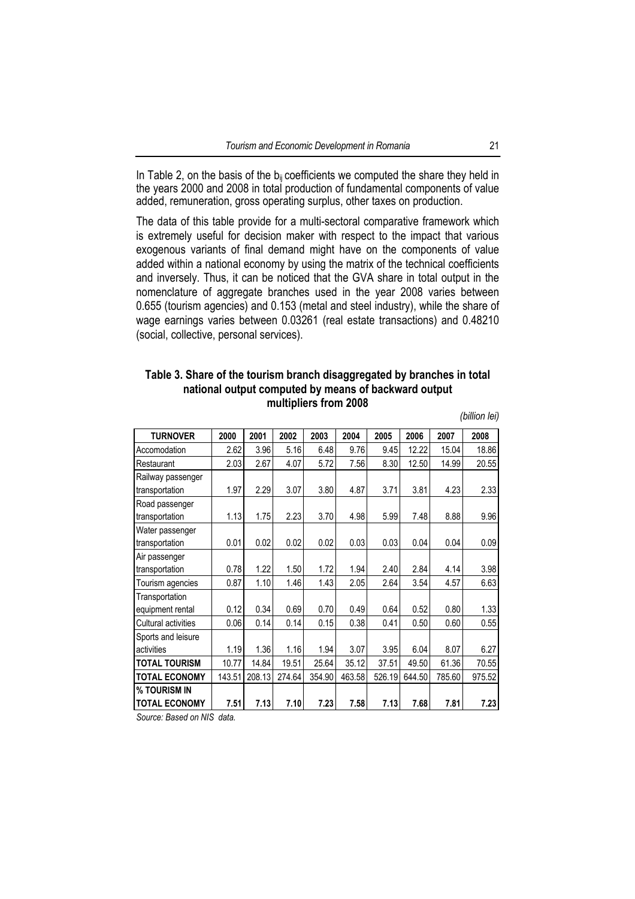In Table 2, on the basis of the $b_{ij}$ coefficients we computed the share they held in the years 2000 and 2008 in total production of fundamental components of value added, remuneration, gross operating surplus, other taxes on production.

The data of this table provide for a multi-sectoral comparative framework which is extremely useful for decision maker with respect to the impact that various exogenous variants of final demand might have on the components of value added within a national economy by using the matrix of the technical coefficients and inversely. Thus, it can be noticed that the GVA share in total output in the nomenclature of aggregate branches used in the year 2008 varies between 0.655 (tourism agencies) and 0.153 (metal and steel industry), while the share of wage earnings varies between 0.03261 (real estate transactions) and 0.48210 (social, collective, personal services).

**Table 3. Share of the tourism branch disaggregated by branches in total national output computed by means of backward output multipliers from 2008**

*(billion lei)*

| TURNOVER | 2000 | 2001 | 2002 | 2003 | 2004 | 2005 | 2006 | 2007 | 2008 |
|---|---|---|---|---|---|---|---|---|---|
| Accomodation | 2.62 | 3.96 | 5.16 | 6.48 | 9.76 | 9.45 | 12.22 | 15.04 | 18.86 |
| Restaurant | 2.03 | 2.67 | 4.07 | 5.72 | 7.56 | 8.30 | 12.50 | 14.99 | 20.55 |
| Railway passenger transportation | 1.97 | 2.29 | 3.07 | 3.80 | 4.87 | 3.71 | 3.81 | 4.23 | 2.33 |
| Road passenger transportation | 1.13 | 1.75 | 2.23 | 3.70 | 4.98 | 5.99 | 7.48 | 8.88 | 9.96 |
| Water passenger transportation | 0.01 | 0.02 | 0.02 | 0.02 | 0.03 | 0.03 | 0.04 | 0.04 | 0.09 |
| Air passenger transportation | 0.78 | 1.22 | 1.50 | 1.72 | 1.94 | 2.40 | 2.84 | 4.14 | 3.98 |
| Tourism agencies | 0.87 | 1.10 | 1.46 | 1.43 | 2.05 | 2.64 | 3.54 | 4.57 | 6.63 |
| Transportation equipment rental | 0.12 | 0.34 | 0.69 | 0.70 | 0.49 | 0.64 | 0.52 | 0.80 | 1.33 |
| Cultural activities | 0.06 | 0.14 | 0.14 | 0.15 | 0.38 | 0.41 | 0.50 | 0.60 | 0.55 |
| Sports and leisure activities | 1.19 | 1.36 | 1.16 | 1.94 | 3.07 | 3.95 | 6.04 | 8.07 | 6.27 |
| **TOTAL TOURISM** | 10.77 | 14.84 | 19.51 | 25.64 | 35.12 | 37.51 | 49.50 | 61.36 | 70.55 |
| **TOTAL ECONOMY** | 143.51 | 208.13 | 274.64 | 354.90 | 463.58 | 526.19 | 644.50 | 785.60 | 975.52 |
| **% TOURISM IN TOTAL ECONOMY** | **7.51** | **7.13** | **7.10** | **7.23** | **7.58** | **7.13** | **7.68** | **7.81** | **7.23** |

*Source: Based on NIS data.*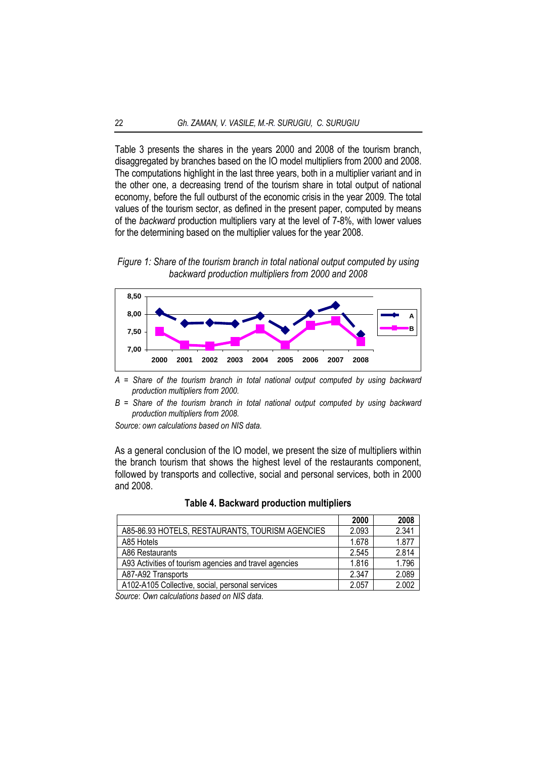Table 3 presents the shares in the years 2000 and 2008 of the tourism branch, disaggregated by branches based on the IO model multipliers from 2000 and 2008. The computations highlight in the last three years, both in a multiplier variant and in the other one, a decreasing trend of the tourism share in total output of national economy, before the full outburst of the economic crisis in the year 2009. The total values of the tourism sector, as defined in the present paper, computed by means of the *backward* production multipliers vary at the level of 7-8%, with lower values for the determining based on the multiplier values for the year 2008.

*Figure 1: Share of the tourism branch in total national output computed by using backward production multipliers from 2000 and 2008*

*A = Share of the tourism branch in total national output computed by using backward production multipliers from 2000.*

*B = Share of the tourism branch in total national output computed by using backward production multipliers from 2008.*

*Source: own calculations based on NIS data.*

As a general conclusion of the IO model, we present the size of multipliers within the branch tourism that shows the highest level of the restaurants component, followed by transports and collective, social and personal services, both in 2000 and 2008.

**Table 4. Backward production multipliers**

| | 2000 | 2008 |
|---|---|---|
| A85-86.93 HOTELS, RESTAURANTS, TOURISM AGENCIES | 2.093 | 2.341 |
| A85 Hotels | 1.678 | 1.877 |
| A86 Restaurants | 2.545 | 2.814 |
| A93 Activities of tourism agencies and travel agencies | 1.816 | 1.796 |
| A87-A92 Transports | 2.347 | 2.089 |
| A102-A105 Collective, social, personal services | 2.057 | 2.002 |

*Source: Own calculations based on NIS data.*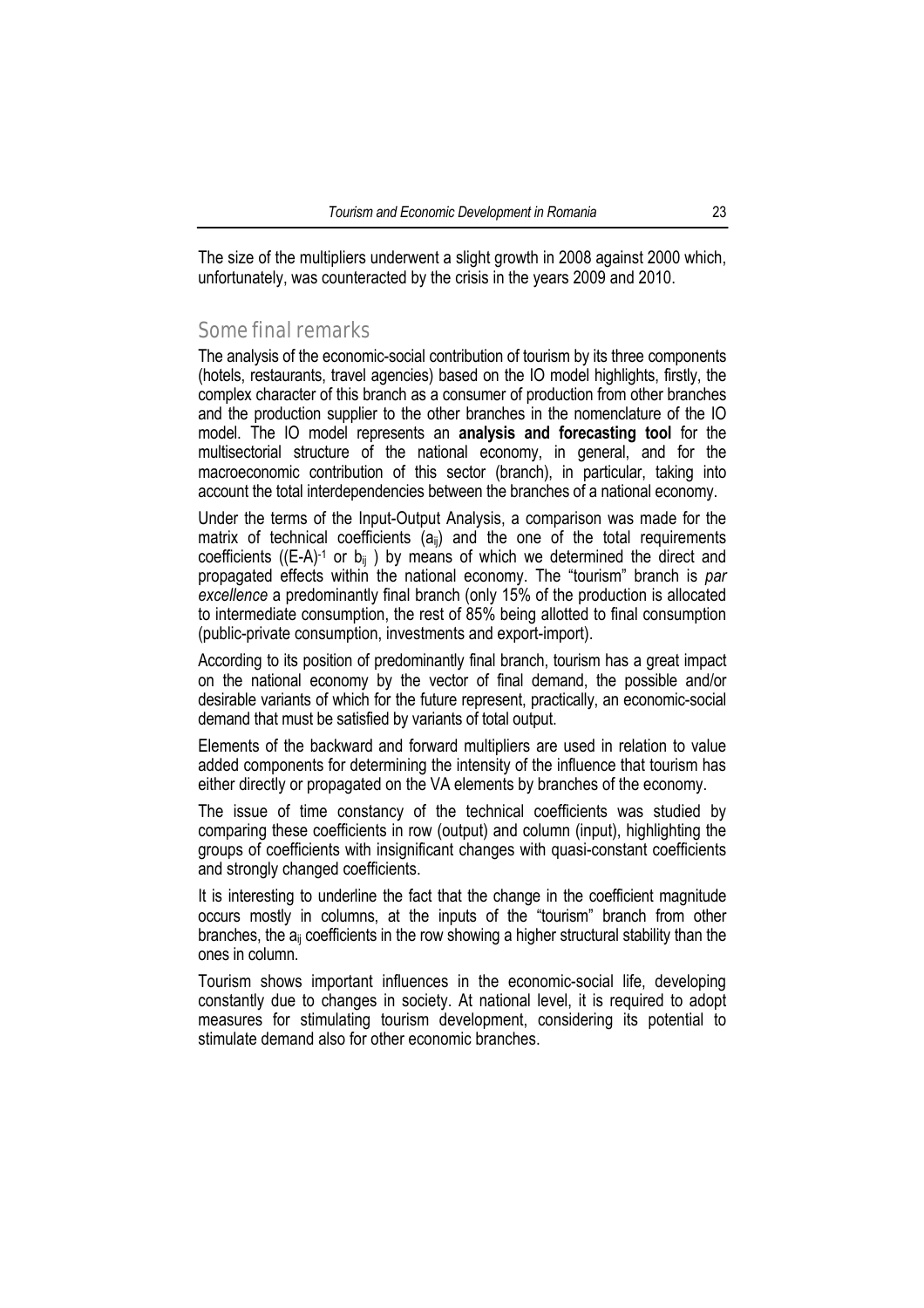The size of the multipliers underwent a slight growth in 2008 against 2000 which, unfortunately, was counteracted by the crisis in the years 2009 and 2010.

## Some final remarks

The analysis of the economic-social contribution of tourism by its three components (hotels, restaurants, travel agencies) based on the IO model highlights, firstly, the complex character of this branch as a consumer of production from other branches and the production supplier to the other branches in the nomenclature of the IO model. The IO model represents an **analysis and forecasting tool** for the multisectorial structure of the national economy, in general, and for the macroeconomic contribution of this sector (branch), in particular, taking into account the total interdependencies between the branches of a national economy.

Under the terms of the Input-Output Analysis, a comparison was made for the matrix of technical coefficients ($a_{ij}$) and the one of the total requirements coefficients ($(E-A)^{-1}$ or $b_{ij}$ ) by means of which we determined the direct and propagated effects within the national economy. The "tourism" branch is *par excellence* a predominantly final branch (only 15% of the production is allocated to intermediate consumption, the rest of 85% being allotted to final consumption (public-private consumption, investments and export-import).

According to its position of predominantly final branch, tourism has a great impact on the national economy by the vector of final demand, the possible and/or desirable variants of which for the future represent, practically, an economic-social demand that must be satisfied by variants of total output.

Elements of the backward and forward multipliers are used in relation to value added components for determining the intensity of the influence that tourism has either directly or propagated on the VA elements by branches of the economy.

The issue of time constancy of the technical coefficients was studied by comparing these coefficients in row (output) and column (input), highlighting the groups of coefficients with insignificant changes with quasi-constant coefficients and strongly changed coefficients.

It is interesting to underline the fact that the change in the coefficient magnitude occurs mostly in columns, at the inputs of the "tourism" branch from other branches, the $a_{ij}$ coefficients in the row showing a higher structural stability than the ones in column.

Tourism shows important influences in the economic-social life, developing constantly due to changes in society. At national level, it is required to adopt measures for stimulating tourism development, considering its potential to stimulate demand also for other economic branches.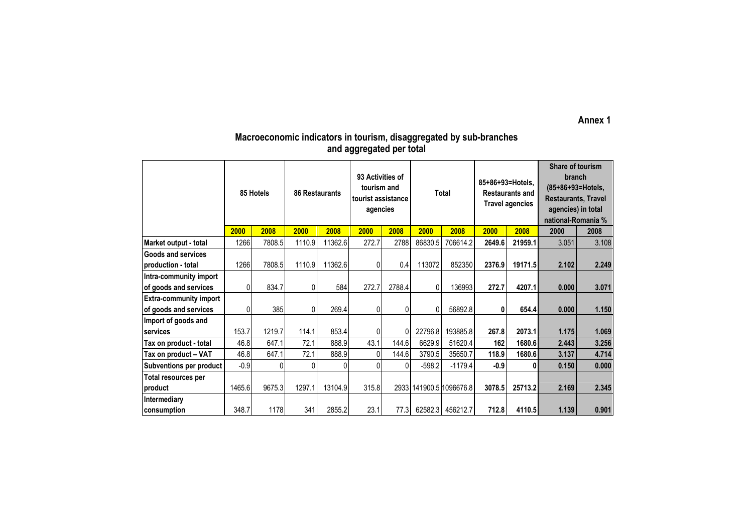**Annex 1**

## Macroeconomic indicators in tourism, disaggregated by sub-branches and aggregated per total

| | 85 Hotels | | 86 Restaurants | | 93 Activities of tourism and tourist assistance agencies | | Total | | 85+86+93=Hotels, Restaurants and Travel agencies | | Share of tourism branch (85+86+93=Hotels, Restaurants, Travel agencies) in total national-Romania % | |
|---|---|---|---|---|---|---|---|---|---|---|---|---|
| | 2000 | 2008 | 2000 | 2008 | 2000 | 2008 | 2000 | 2008 | 2000 | 2008 | 2000 | 2008 |
| Market output - total | 1266 | 7808.5 | 1110.9 | 11362.6 | 272.7 | 2788 | 86830.5 | 706614.2 | **2649.6** | **21959.1** | 3.051 | 3.108 |
| Goods and services production - total | 1266 | 7808.5 | 1110.9 | 11362.6 | 0 | 0.4 | 113072 | 852350 | **2376.9** | **19171.5** | **2.102** | **2.249** |
| Intra-community import of goods and services | 0 | 834.7 | 0 | 584 | 272.7 | 2788.4 | 0 | 136993 | **272.7** | **4207.1** | **0.000** | **3.071** |
| Extra-community import of goods and services | 0 | 385 | 0 | 269.4 | 0 | 0 | 0 | 56892.8 | **0** | **654.4** | **0.000** | **1.150** |
| Import of goods and services | 153.7 | 1219.7 | 114.1 | 853.4 | 0 | 0 | 22796.8 | 193885.8 | **267.8** | **2073.1** | **1.175** | **1.069** |
| Tax on product - total | 46.8 | 647.1 | 72.1 | 888.9 | 43.1 | 144.6 | 6629.9 | 51620.4 | **162** | **1680.6** | **2.443** | **3.256** |
| Tax on product – VAT | 46.8 | 647.1 | 72.1 | 888.9 | 0 | 144.6 | 3790.5 | 35650.7 | **118.9** | **1680.6** | **3.137** | **4.714** |
| Subventions per product | -0.9 | 0 | 0 | 0 | 0 | 0 | -598.2 | -1179.4 | **-0.9** | **0** | **0.150** | **0.000** |
| Total resources per product | 1465.6 | 9675.3 | 1297.1 | 13104.9 | 315.8 | 2933 | 141900.5 | 1096676.8 | **3078.5** | **25713.2** | **2.169** | **2.345** |
| Intermediary consumption | 348.7 | 1178 | 341 | 2855.2 | 23.1 | 77.3 | 62582.3 | 456212.7 | **712.8** | **4110.5** | **1.139** | **0.901** |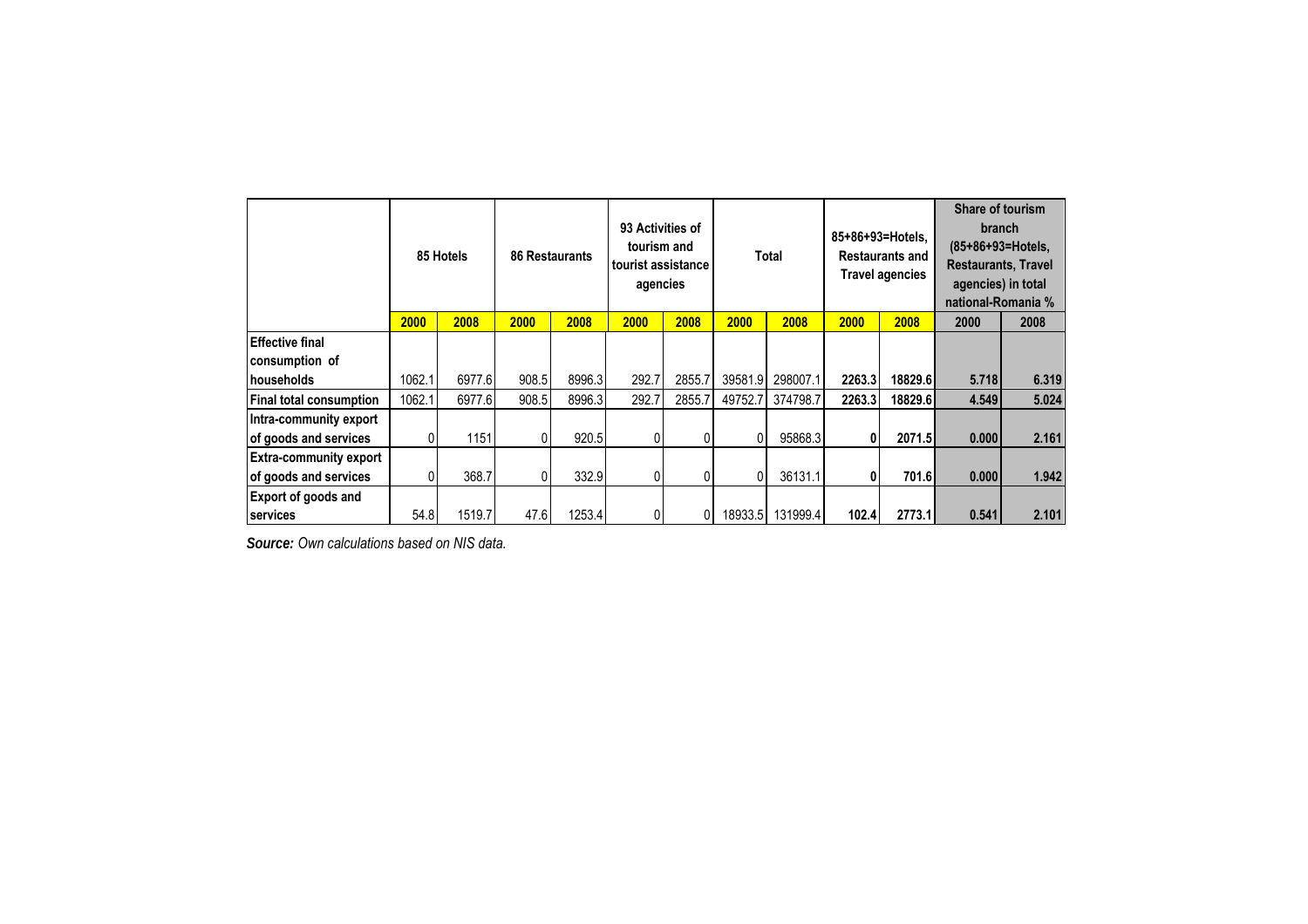| | 85 Hotels | | 86 Restaurants | | 93 Activities of tourism and tourist assistance agencies | | Total | | 85+86+93=Hotels, Restaurants and Travel agencies | | Share of tourism branch (85+86+93=Hotels, Restaurants, Travel agencies) in total national-Romania % | |
|---|---|---|---|---|---|---|---|---|---|---|---|---|
| | **2000** | **2008** | **2000** | **2008** | **2000** | **2008** | **2000** | **2008** | **2000** | **2008** | **2000** | **2008** |
| **Effective final consumption of households** | 1062.1 | 6977.6 | 908.5 | 8996.3 | 292.7 | 2855.7 | 39581.9 | 298007.1 | **2263.3** | **18829.6** | **5.718** | **6.319** |
| **Final total consumption** | 1062.1 | 6977.6 | 908.5 | 8996.3 | 292.7 | 2855.7 | 49752.7 | 374798.7 | **2263.3** | **18829.6** | **4.549** | **5.024** |
| **Intra-community export of goods and services** | 0 | 1151 | 0 | 920.5 | 0 | 0 | 0 | 95868.3 | **0** | **2071.5** | **0.000** | **2.161** |
| **Extra-community export of goods and services** | 0 | 368.7 | 0 | 332.9 | 0 | 0 | 0 | 36131.1 | **0** | **701.6** | **0.000** | **1.942** |
| **Export of goods and services** | 54.8 | 1519.7 | 47.6 | 1253.4 | 0 | 0 | 18933.5 | 131999.4 | **102.4** | **2773.1** | **0.541** | **2.101** |

***Source:*** *Own calculations based on NIS data.*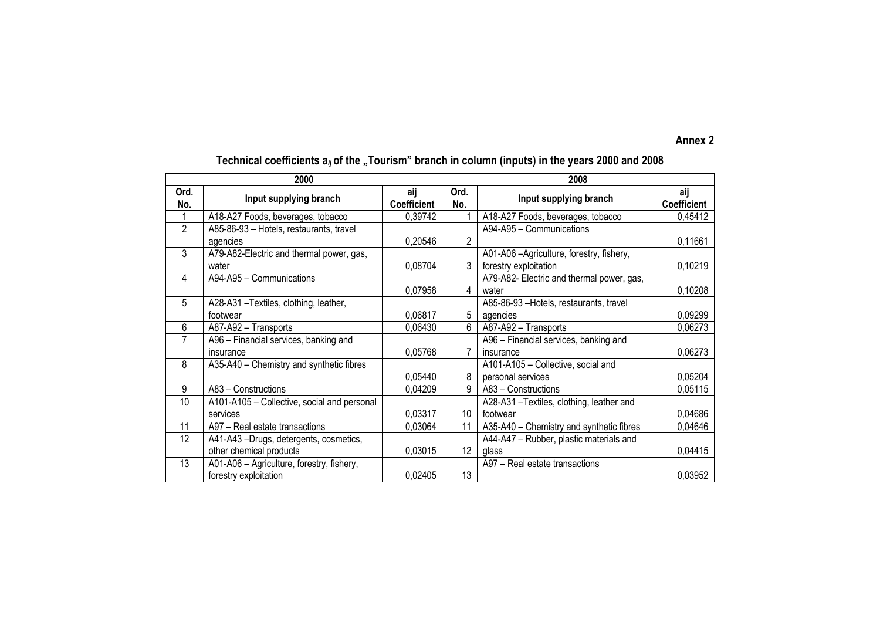**Annex 2**

## Technical coefficients $a_{ij}$ of the „Tourism" branch in column (inputs) in the years 2000 and 2008

| 2000 | | | 2008 | | |
|---|---|---|---|---|---|
| Ord. No. | Input supplying branch | aij Coefficient | Ord. No. | Input supplying branch | aij Coefficient |
| 1 | A18-A27 Foods, beverages, tobacco | 0,39742 | 1 | A18-A27 Foods, beverages, tobacco | 0,45412 |
| 2 | A85-86-93 – Hotels, restaurants, travel agencies | 0,20546 | 2 | A94-A95 – Communications | 0,11661 |
| 3 | A79-A82-Electric and thermal power, gas, water | 0,08704 | 3 | A01-A06 –Agriculture, forestry, fishery, forestry exploitation | 0,10219 |
| 4 | A94-A95 – Communications | 0,07958 | 4 | A79-A82- Electric and thermal power, gas, water | 0,10208 |
| 5 | A28-A31 –Textiles, clothing, leather, footwear | 0,06817 | 5 | A85-86-93 –Hotels, restaurants, travel agencies | 0,09299 |
| 6 | A87-A92 – Transports | 0,06430 | 6 | A87-A92 – Transports | 0,06273 |
| 7 | A96 – Financial services, banking and insurance | 0,05768 | 7 | A96 – Financial services, banking and insurance | 0,06273 |
| 8 | A35-A40 – Chemistry and synthetic fibres | 0,05440 | 8 | A101-A105 – Collective, social and personal services | 0,05204 |
| 9 | A83 – Constructions | 0,04209 | 9 | A83 – Constructions | 0,05115 |
| 10 | A101-A105 – Collective, social and personal services | 0,03317 | 10 | A28-A31 –Textiles, clothing, leather and footwear | 0,04686 |
| 11 | A97 – Real estate transactions | 0,03064 | 11 | A35-A40 – Chemistry and synthetic fibres | 0,04646 |
| 12 | A41-A43 –Drugs, detergents, cosmetics, other chemical products | 0,03015 | 12 | A44-A47 – Rubber, plastic materials and glass | 0,04415 |
| 13 | A01-A06 – Agriculture, forestry, fishery, forestry exploitation | 0,02405 | 13 | A97 – Real estate transactions | 0,03952 |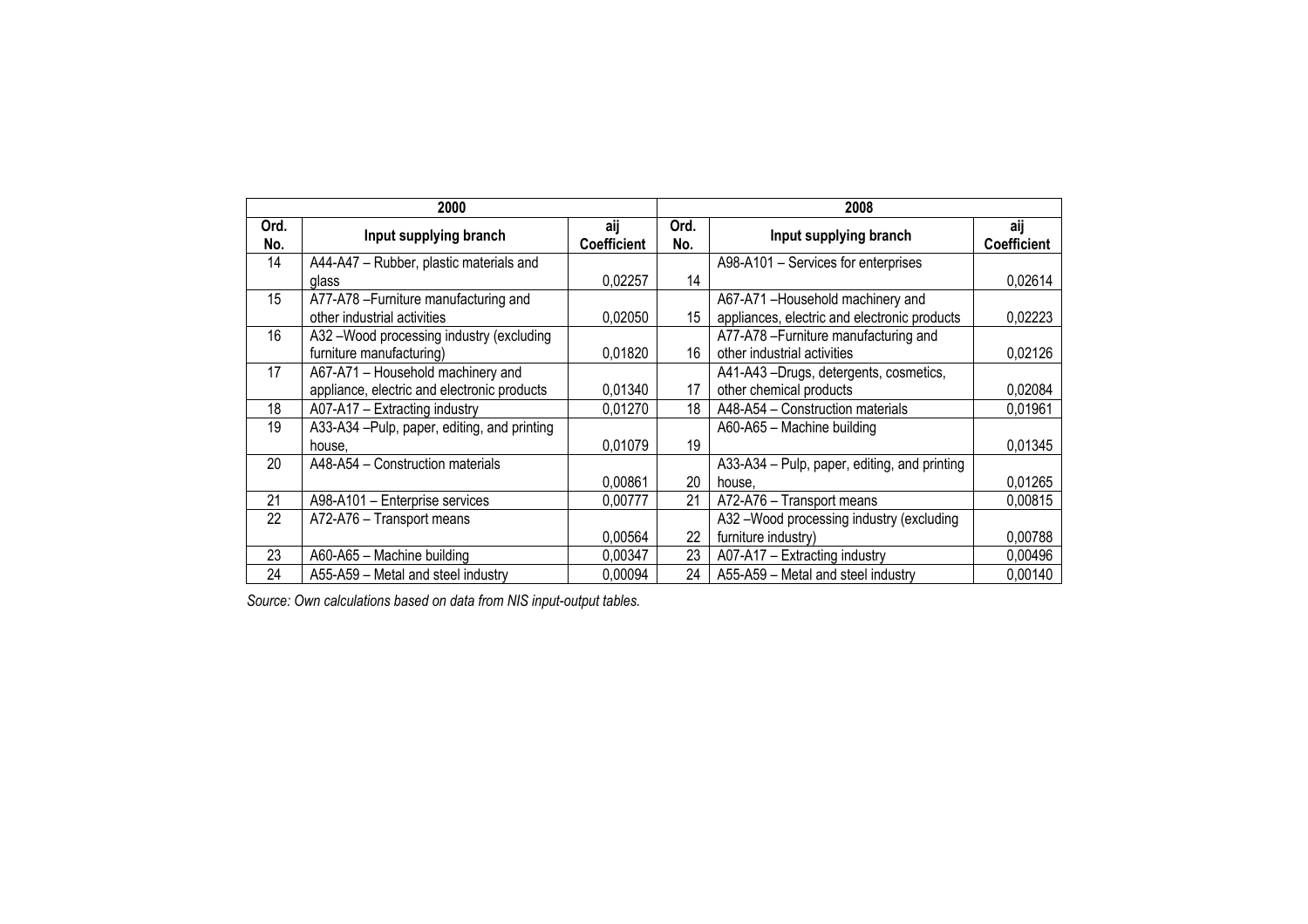| 2000 | | | 2008 | | |
|---|---|---|---|---|---|
| Ord. No. | Input supplying branch | aij Coefficient | Ord. No. | Input supplying branch | aij Coefficient |
| 14 | A44-A47 – Rubber, plastic materials and glass | 0,02257 | 14 | A98-A101 – Services for enterprises | 0,02614 |
| 15 | A77-A78 –Furniture manufacturing and other industrial activities | 0,02050 | 15 | A67-A71 –Household machinery and appliances, electric and electronic products | 0,02223 |
| 16 | A32 –Wood processing industry (excluding furniture manufacturing) | 0,01820 | 16 | A77-A78 –Furniture manufacturing and other industrial activities | 0,02126 |
| 17 | A67-A71 – Household machinery and appliance, electric and electronic products | 0,01340 | 17 | A41-A43 –Drugs, detergents, cosmetics, other chemical products | 0,02084 |
| 18 | A07-A17 – Extracting industry | 0,01270 | 18 | A48-A54 – Construction materials | 0,01961 |
| 19 | A33-A34 –Pulp, paper, editing, and printing house, | 0,01079 | 19 | A60-A65 – Machine building | 0,01345 |
| 20 | A48-A54 – Construction materials | 0,00861 | 20 | A33-A34 – Pulp, paper, editing, and printing house, | 0,01265 |
| 21 | A98-A101 – Enterprise services | 0,00777 | 21 | A72-A76 – Transport means | 0,00815 |
| 22 | A72-A76 – Transport means | 0,00564 | 22 | A32 –Wood processing industry (excluding furniture industry) | 0,00788 |
| 23 | A60-A65 – Machine building | 0,00347 | 23 | A07-A17 – Extracting industry | 0,00496 |
| 24 | A55-A59 – Metal and steel industry | 0,00094 | 24 | A55-A59 – Metal and steel industry | 0,00140 |

*Source: Own calculations based on data from NIS input-output tables.*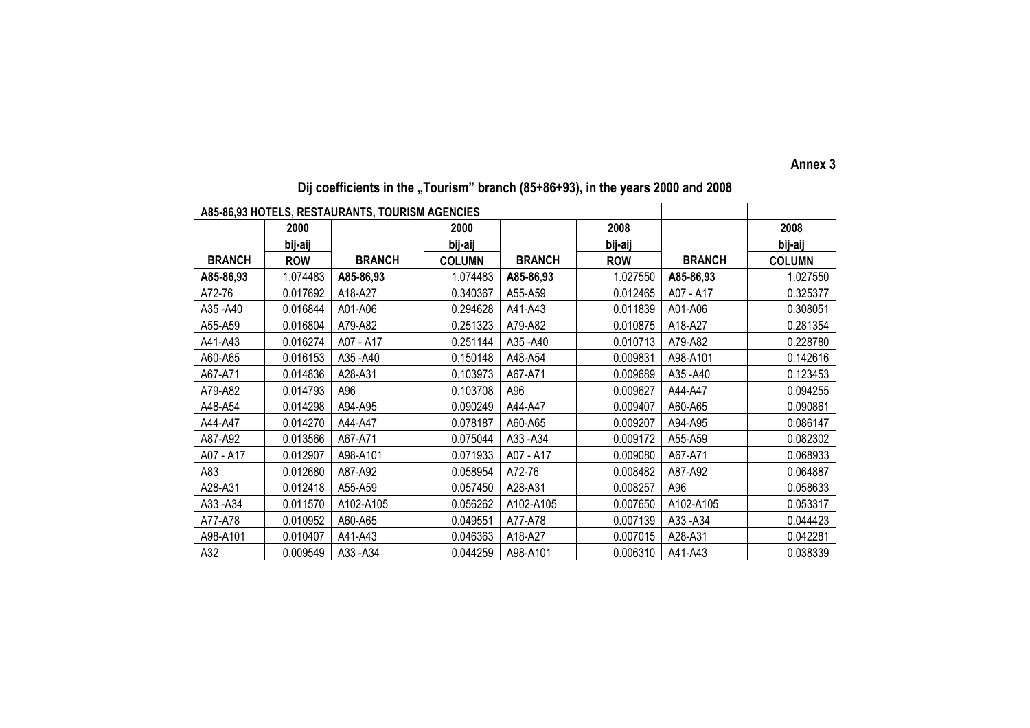**Annex 3**

## Dij coefficients in the „Tourism" branch (85+86+93), in the years 2000 and 2008

| A85-86,93 HOTELS, RESTAURANTS, TOURISM AGENCIES | | | | | | | |
|---|---|---|---|---|---|---|---|
| | 2000 | | 2000 | | 2008 | | 2008 |
| | bij-aij | | bij-aij | | bij-aij | | bij-aij |
| **BRANCH** | **ROW** | **BRANCH** | **COLUMN** | **BRANCH** | **ROW** | **BRANCH** | **COLUMN** |
| **A85-86,93** | 1.074483 | **A85-86,93** | 1.074483 | **A85-86,93** | 1.027550 | **A85-86,93** | 1.027550 |
| A72-76 | 0.017692 | A18-A27 | 0.340367 | A55-A59 | 0.012465 | A07 - A17 | 0.325377 |
| A35 -A40 | 0.016844 | A01-A06 | 0.294628 | A41-A43 | 0.011839 | A01-A06 | 0.308051 |
| A55-A59 | 0.016804 | A79-A82 | 0.251323 | A79-A82 | 0.010875 | A18-A27 | 0.281354 |
| A41-A43 | 0.016274 | A07 - A17 | 0.251144 | A35 -A40 | 0.010713 | A79-A82 | 0.228780 |
| A60-A65 | 0.016153 | A35 -A40 | 0.150148 | A48-A54 | 0.009831 | A98-A101 | 0.142616 |
| A67-A71 | 0.014836 | A28-A31 | 0.103973 | A67-A71 | 0.009689 | A35 -A40 | 0.123453 |
| A79-A82 | 0.014793 | A96 | 0.103708 | A96 | 0.009627 | A44-A47 | 0.094255 |
| A48-A54 | 0.014298 | A94-A95 | 0.090249 | A44-A47 | 0.009407 | A60-A65 | 0.090861 |
| A44-A47 | 0.014270 | A44-A47 | 0.078187 | A60-A65 | 0.009207 | A94-A95 | 0.086147 |
| A87-A92 | 0.013566 | A67-A71 | 0.075044 | A33 -A34 | 0.009172 | A55-A59 | 0.082302 |
| A07 - A17 | 0.012907 | A98-A101 | 0.071933 | A07 - A17 | 0.009080 | A67-A71 | 0.068933 |
| A83 | 0.012680 | A87-A92 | 0.058954 | A72-76 | 0.008482 | A87-A92 | 0.064887 |
| A28-A31 | 0.012418 | A55-A59 | 0.057450 | A28-A31 | 0.008257 | A96 | 0.058633 |
| A33 -A34 | 0.011570 | A102-A105 | 0.056262 | A102-A105 | 0.007650 | A102-A105 | 0.053317 |
| A77-A78 | 0.010952 | A60-A65 | 0.049551 | A77-A78 | 0.007139 | A33 -A34 | 0.044423 |
| A98-A101 | 0.010407 | A41-A43 | 0.046363 | A18-A27 | 0.007015 | A28-A31 | 0.042281 |
| A32 | 0.009549 | A33 -A34 | 0.044259 | A98-A101 | 0.006310 | A41-A43 | 0.038339 |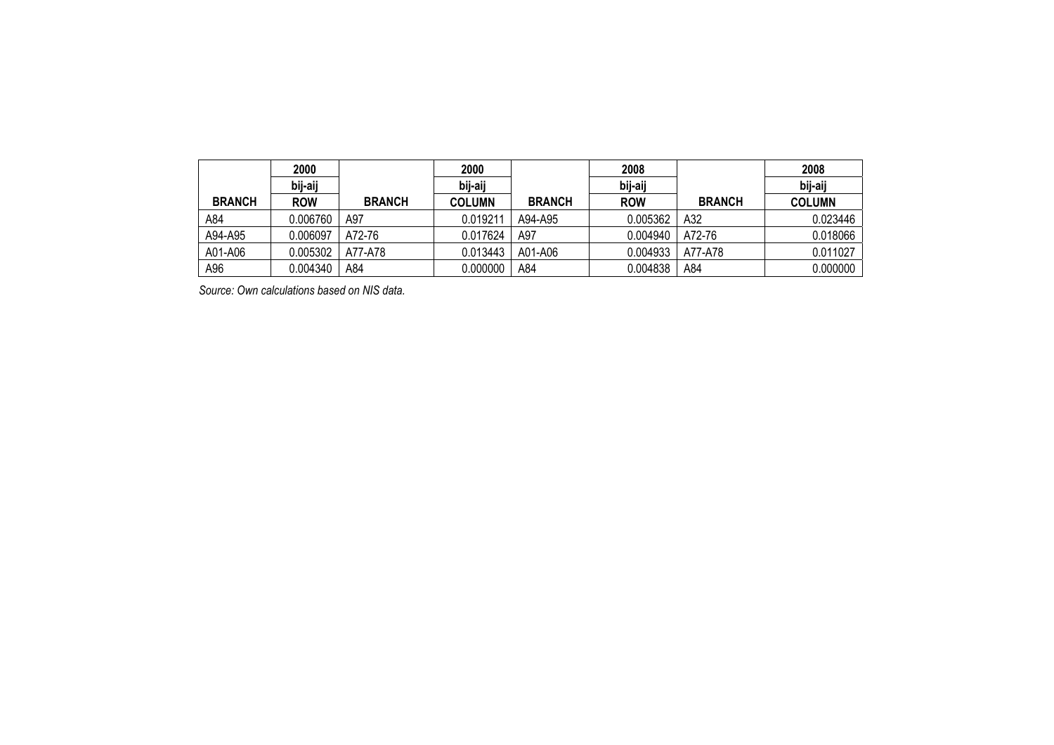| | 2000 | | 2000 | | 2008 | | 2008 |
|---|---|---|---|---|---|---|---|
| | bij-aij | | bij-aij | | bij-aij | | bij-aij |
| BRANCH | ROW | BRANCH | COLUMN | BRANCH | ROW | BRANCH | COLUMN |
| A84 | 0.006760 | A97 | 0.019211 | A94-A95 | 0.005362 | A32 | 0.023446 |
| A94-A95 | 0.006097 | A72-76 | 0.017624 | A97 | 0.004940 | A72-76 | 0.018066 |
| A01-A06 | 0.005302 | A77-A78 | 0.013443 | A01-A06 | 0.004933 | A77-A78 | 0.011027 |
| A96 | 0.004340 | A84 | 0.000000 | A84 | 0.004838 | A84 | 0.000000 |

*Source: Own calculations based on NIS data.*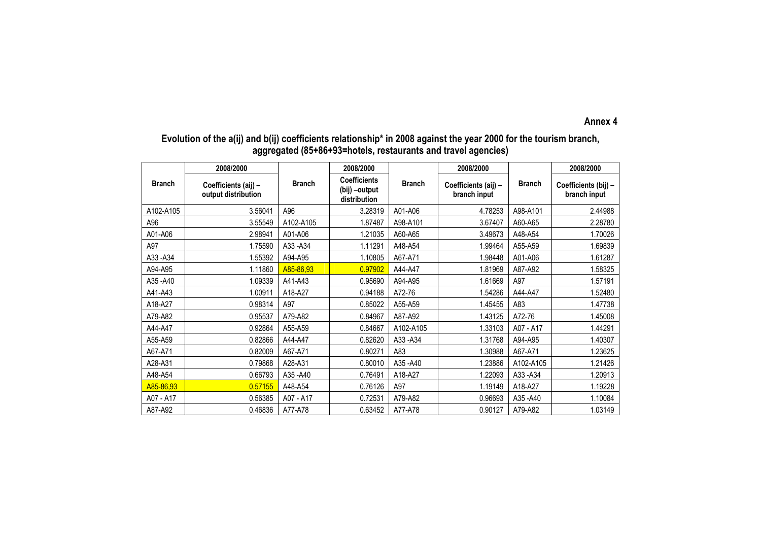**Annex 4**

**Evolution of the a(ij) and b(ij) coefficients relationship* in 2008 against the year 2000 for the tourism branch, aggregated (85+86+93=hotels, restaurants and travel agencies)**

| Branch | 2008/2000 | Branch | 2008/2000 | Branch | 2008/2000 | Branch | 2008/2000 |
|---|---|---|---|---|---|---|---|
| | Coefficients (aij) – output distribution | | Coefficients (bij) –output distribution | | Coefficients (aij) – branch input | | Coefficients (bij) – branch input |
| A102-A105 | 3.56041 | A96 | 3.28319 | A01-A06 | 4.78253 | A98-A101 | 2.44988 |
| A96 | 3.55549 | A102-A105 | 1.87487 | A98-A101 | 3.67407 | A60-A65 | 2.28780 |
| A01-A06 | 2.98941 | A01-A06 | 1.21035 | A60-A65 | 3.49673 | A48-A54 | 1.70026 |
| A97 | 1.75590 | A33 -A34 | 1.11291 | A48-A54 | 1.99464 | A55-A59 | 1.69839 |
| A33 -A34 | 1.55392 | A94-A95 | 1.10805 | A67-A71 | 1.98448 | A01-A06 | 1.61287 |
| A94-A95 | 1.11860 | A85-86,93 | 0.97902 | A44-A47 | 1.81969 | A87-A92 | 1.58325 |
| A35 -A40 | 1.09339 | A41-A43 | 0.95690 | A94-A95 | 1.61669 | A97 | 1.57191 |
| A41-A43 | 1.00911 | A18-A27 | 0.94188 | A72-76 | 1.54286 | A44-A47 | 1.52480 |
| A18-A27 | 0.98314 | A97 | 0.85022 | A55-A59 | 1.45455 | A83 | 1.47738 |
| A79-A82 | 0.95537 | A79-A82 | 0.84967 | A87-A92 | 1.43125 | A72-76 | 1.45008 |
| A44-A47 | 0.92864 | A55-A59 | 0.84667 | A102-A105 | 1.33103 | A07 - A17 | 1.44291 |
| A55-A59 | 0.82866 | A44-A47 | 0.82620 | A33 -A34 | 1.31768 | A94-A95 | 1.40307 |
| A67-A71 | 0.82009 | A67-A71 | 0.80271 | A83 | 1.30988 | A67-A71 | 1.23625 |
| A28-A31 | 0.79868 | A28-A31 | 0.80010 | A35 -A40 | 1.23886 | A102-A105 | 1.21426 |
| A48-A54 | 0.66793 | A35 -A40 | 0.76491 | A18-A27 | 1.22093 | A33 -A34 | 1.20913 |
| A85-86,93 | 0.57155 | A48-A54 | 0.76126 | A97 | 1.19149 | A18-A27 | 1.19228 |
| A07 - A17 | 0.56385 | A07 - A17 | 0.72531 | A79-A82 | 0.96693 | A35 -A40 | 1.10084 |
| A87-A92 | 0.46836 | A77-A78 | 0.63452 | A77-A78 | 0.90127 | A79-A82 | 1.03149 |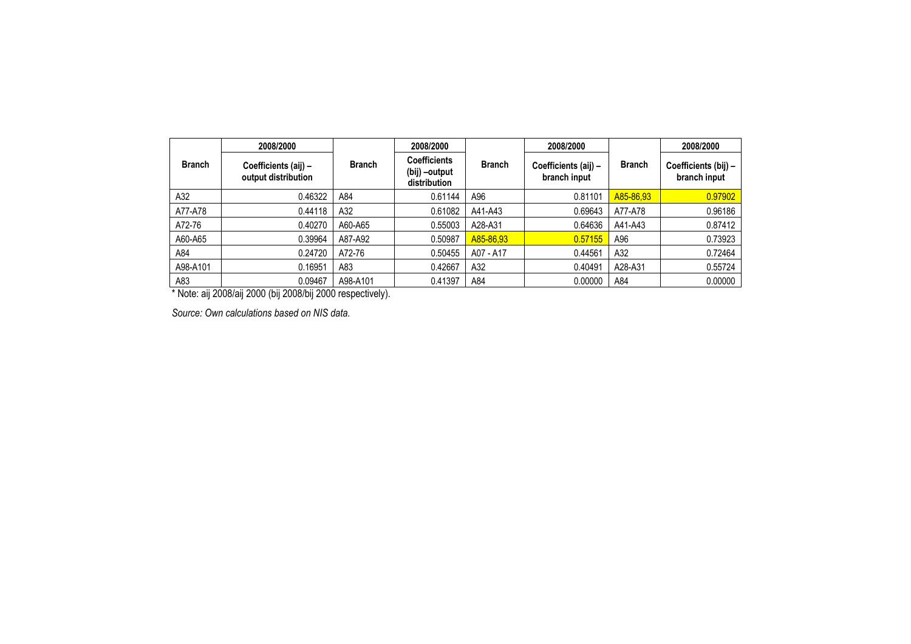| Branch | 2008/2000 Coefficients (aij) – output distribution | Branch | 2008/2000 Coefficients (bij) –output distribution | Branch | 2008/2000 Coefficients (aij) – branch input | Branch | 2008/2000 Coefficients (bij) – branch input |
|---|---|---|---|---|---|---|---|
| A32 | 0.46322 | A84 | 0.61144 | A96 | 0.81101 | A85-86,93 | 0.97902 |
| A77-A78 | 0.44118 | A32 | 0.61082 | A41-A43 | 0.69643 | A77-A78 | 0.96186 |
| A72-76 | 0.40270 | A60-A65 | 0.55003 | A28-A31 | 0.64636 | A41-A43 | 0.87412 |
| A60-A65 | 0.39964 | A87-A92 | 0.50987 | A85-86,93 | 0.57155 | A96 | 0.73923 |
| A84 | 0.24720 | A72-76 | 0.50455 | A07 - A17 | 0.44561 | A32 | 0.72464 |
| A98-A101 | 0.16951 | A83 | 0.42667 | A32 | 0.40491 | A28-A31 | 0.55724 |
| A83 | 0.09467 | A98-A101 | 0.41397 | A84 | 0.00000 | A84 | 0.00000 |

* Note: aij 2008/aij 2000 (bij 2008/bij 2000 respectively).

*Source: Own calculations based on NIS data.*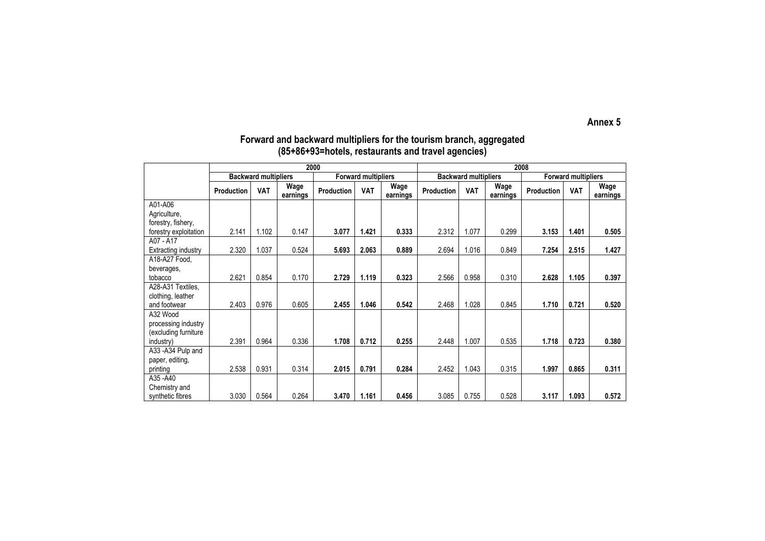**Annex 5**

## Forward and backward multipliers for the tourism branch, aggregated (85+86+93=hotels, restaurants and travel agencies)

| | 2000 | | | | | | 2008 | | | | | |
|---|---|---|---|---|---|---|---|---|---|---|---|---|
| | Backward multipliers | | | Forward multipliers | | | Backward multipliers | | | Forward multipliers | | |
| | Production | VAT | Wage earnings | Production | VAT | Wage earnings | Production | VAT | Wage earnings | Production | VAT | Wage earnings |
| A01-A06 Agriculture, forestry, fishery, forestry exploitation | 2.141 | 1.102 | 0.147 | **3.077** | **1.421** | **0.333** | 2.312 | 1.077 | 0.299 | **3.153** | **1.401** | **0.505** |
| A07 - A17 Extracting industry | 2.320 | 1.037 | 0.524 | **5.693** | **2.063** | **0.889** | 2.694 | 1.016 | 0.849 | **7.254** | **2.515** | **1.427** |
| A18-A27 Food, beverages, tobacco | 2.621 | 0.854 | 0.170 | **2.729** | **1.119** | **0.323** | 2.566 | 0.958 | 0.310 | **2.628** | **1.105** | **0.397** |
| A28-A31 Textiles, clothing, leather and footwear | 2.403 | 0.976 | 0.605 | **2.455** | **1.046** | **0.542** | 2.468 | 1.028 | 0.845 | **1.710** | **0.721** | **0.520** |
| A32 Wood processing industry (excluding furniture industry) | 2.391 | 0.964 | 0.336 | **1.708** | **0.712** | **0.255** | 2.448 | 1.007 | 0.535 | **1.718** | **0.723** | **0.380** |
| A33 -A34 Pulp and paper, editing, printing | 2.538 | 0.931 | 0.314 | **2.015** | **0.791** | **0.284** | 2.452 | 1.043 | 0.315 | **1.997** | **0.865** | **0.311** |
| A35 -A40 Chemistry and synthetic fibres | 3.030 | 0.564 | 0.264 | **3.470** | **1.161** | **0.456** | 3.085 | 0.755 | 0.528 | **3.117** | **1.093** | **0.572** |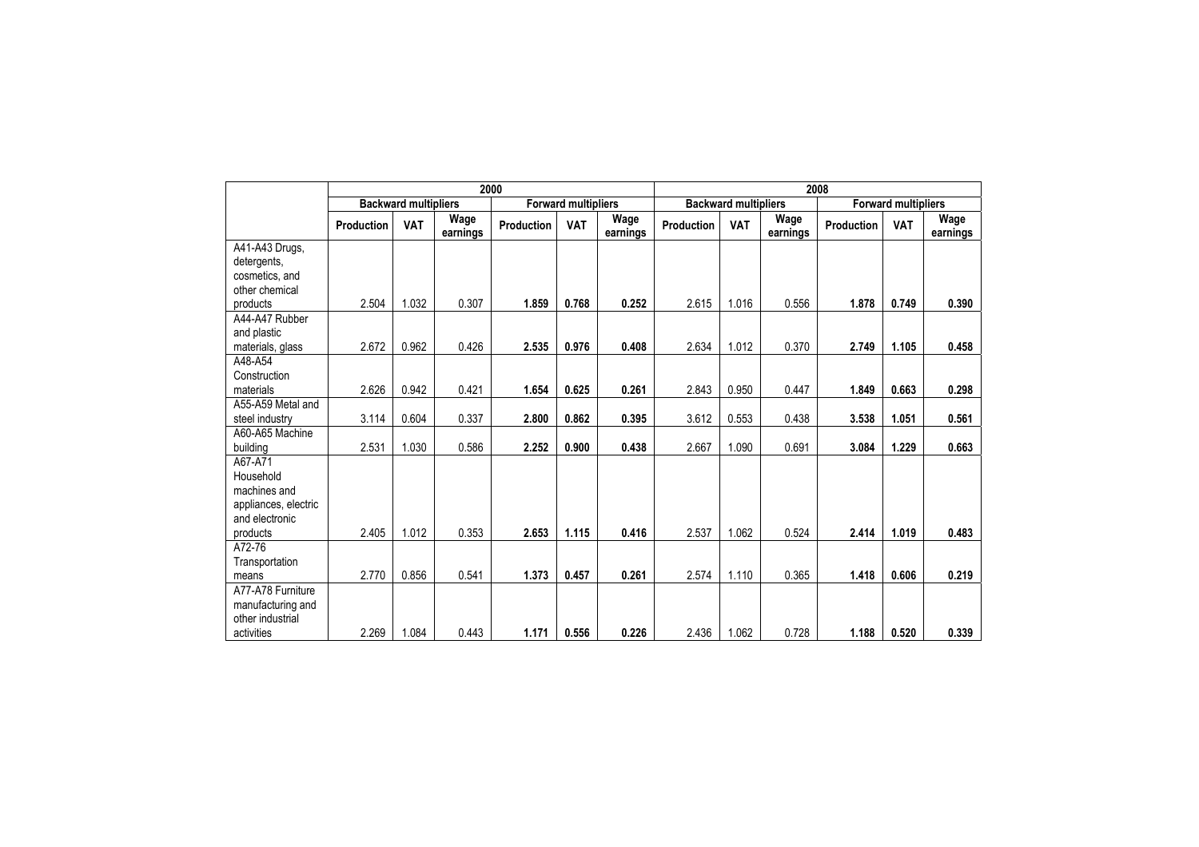| | 2000 | | | | | | 2008 | | | | | |
|---|---|---|---|---|---|---|---|---|---|---|---|---|
| | Backward multipliers | | | Forward multipliers | | | Backward multipliers | | | Forward multipliers | | |
| | Production | VAT | Wage earnings | Production | VAT | Wage earnings | Production | VAT | Wage earnings | Production | VAT | Wage earnings |
| A41-A43 Drugs, detergents, cosmetics, and other chemical products | 2.504 | 1.032 | 0.307 | **1.859** | **0.768** | **0.252** | 2.615 | 1.016 | 0.556 | **1.878** | **0.749** | **0.390** |
| A44-A47 Rubber and plastic materials, glass | 2.672 | 0.962 | 0.426 | **2.535** | **0.976** | **0.408** | 2.634 | 1.012 | 0.370 | **2.749** | **1.105** | **0.458** |
| A48-A54 Construction materials | 2.626 | 0.942 | 0.421 | **1.654** | **0.625** | **0.261** | 2.843 | 0.950 | 0.447 | **1.849** | **0.663** | **0.298** |
| A55-A59 Metal and steel industry | 3.114 | 0.604 | 0.337 | **2.800** | **0.862** | **0.395** | 3.612 | 0.553 | 0.438 | **3.538** | **1.051** | **0.561** |
| A60-A65 Machine building | 2.531 | 1.030 | 0.586 | **2.252** | **0.900** | **0.438** | 2.667 | 1.090 | 0.691 | **3.084** | **1.229** | **0.663** |
| A67-A71 Household machines and appliances, electric and electronic products | 2.405 | 1.012 | 0.353 | **2.653** | **1.115** | **0.416** | 2.537 | 1.062 | 0.524 | **2.414** | **1.019** | **0.483** |
| A72-76 Transportation means | 2.770 | 0.856 | 0.541 | **1.373** | **0.457** | **0.261** | 2.574 | 1.110 | 0.365 | **1.418** | **0.606** | **0.219** |
| A77-A78 Furniture manufacturing and other industrial activities | 2.269 | 1.084 | 0.443 | **1.171** | **0.556** | **0.226** | 2.436 | 1.062 | 0.728 | **1.188** | **0.520** | **0.339** |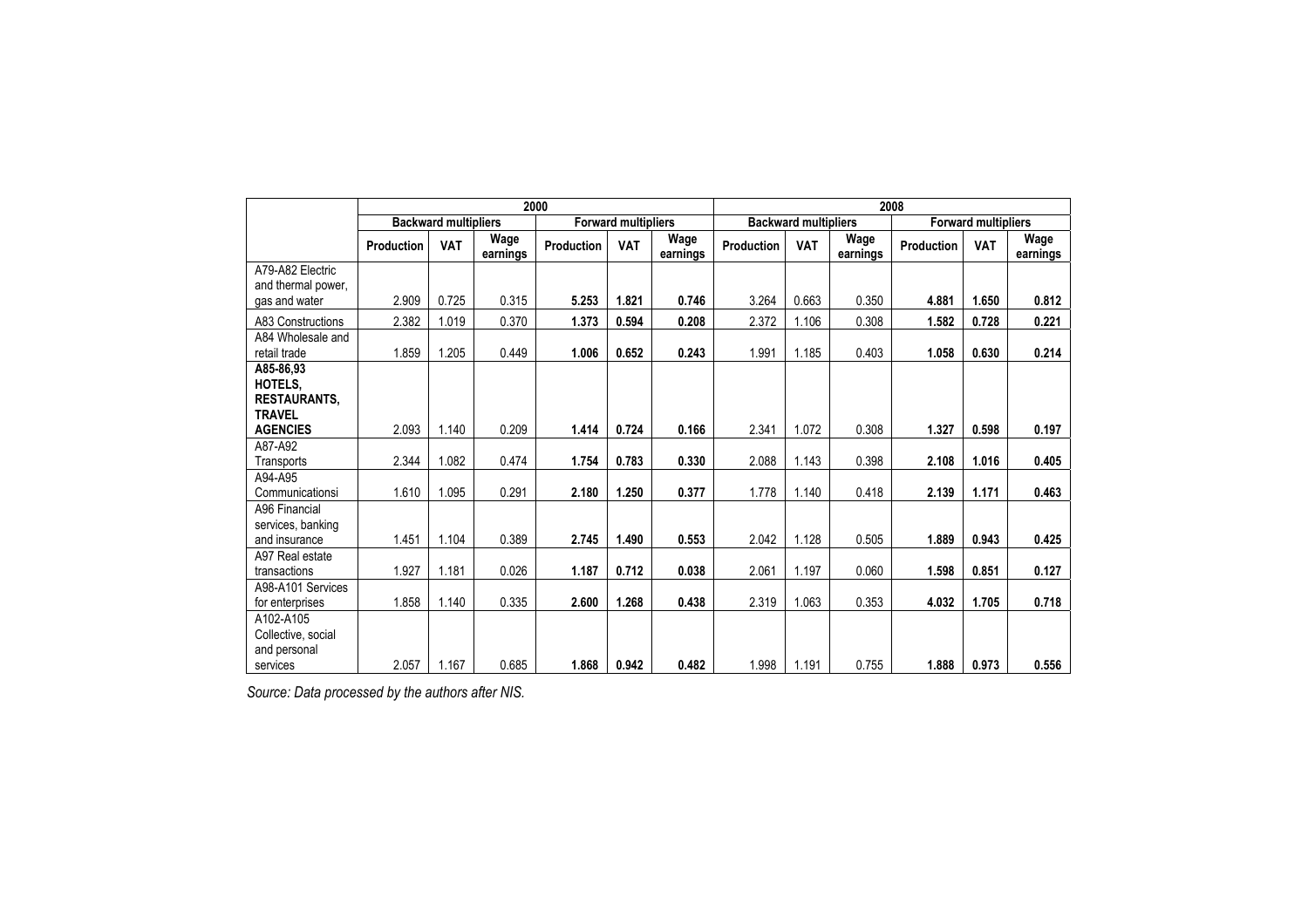| | 2000 | | | | | | 2008 | | | | | |
|---|---|---|---|---|---|---|---|---|---|---|---|---|
| | Backward multipliers | | | Forward multipliers | | | Backward multipliers | | | Forward multipliers | | |
| | Production | VAT | Wage earnings | Production | VAT | Wage earnings | Production | VAT | Wage earnings | Production | VAT | Wage earnings |
| A79-A82 Electric and thermal power, gas and water | 2.909 | 0.725 | 0.315 | **5.253** | **1.821** | **0.746** | 3.264 | 0.663 | 0.350 | **4.881** | **1.650** | **0.812** |
| A83 Constructions | 2.382 | 1.019 | 0.370 | **1.373** | **0.594** | **0.208** | 2.372 | 1.106 | 0.308 | **1.582** | **0.728** | **0.221** |
| A84 Wholesale and retail trade | 1.859 | 1.205 | 0.449 | **1.006** | **0.652** | **0.243** | 1.991 | 1.185 | 0.403 | **1.058** | **0.630** | **0.214** |
| **A85-86,93 HOTELS, RESTAURANTS, TRAVEL AGENCIES** | 2.093 | 1.140 | 0.209 | **1.414** | **0.724** | **0.166** | 2.341 | 1.072 | 0.308 | **1.327** | **0.598** | **0.197** |
| A87-A92 Transports | 2.344 | 1.082 | 0.474 | **1.754** | **0.783** | **0.330** | 2.088 | 1.143 | 0.398 | **2.108** | **1.016** | **0.405** |
| A94-A95 Communicationsi | 1.610 | 1.095 | 0.291 | **2.180** | **1.250** | **0.377** | 1.778 | 1.140 | 0.418 | **2.139** | **1.171** | **0.463** |
| A96 Financial services, banking and insurance | 1.451 | 1.104 | 0.389 | **2.745** | **1.490** | **0.553** | 2.042 | 1.128 | 0.505 | **1.889** | **0.943** | **0.425** |
| A97 Real estate transactions | 1.927 | 1.181 | 0.026 | **1.187** | **0.712** | **0.038** | 2.061 | 1.197 | 0.060 | **1.598** | **0.851** | **0.127** |
| A98-A101 Services for enterprises | 1.858 | 1.140 | 0.335 | **2.600** | **1.268** | **0.438** | 2.319 | 1.063 | 0.353 | **4.032** | **1.705** | **0.718** |
| A102-A105 Collective, social and personal services | 2.057 | 1.167 | 0.685 | **1.868** | **0.942** | **0.482** | 1.998 | 1.191 | 0.755 | **1.888** | **0.973** | **0.556** |

*Source: Data processed by the authors after NIS.*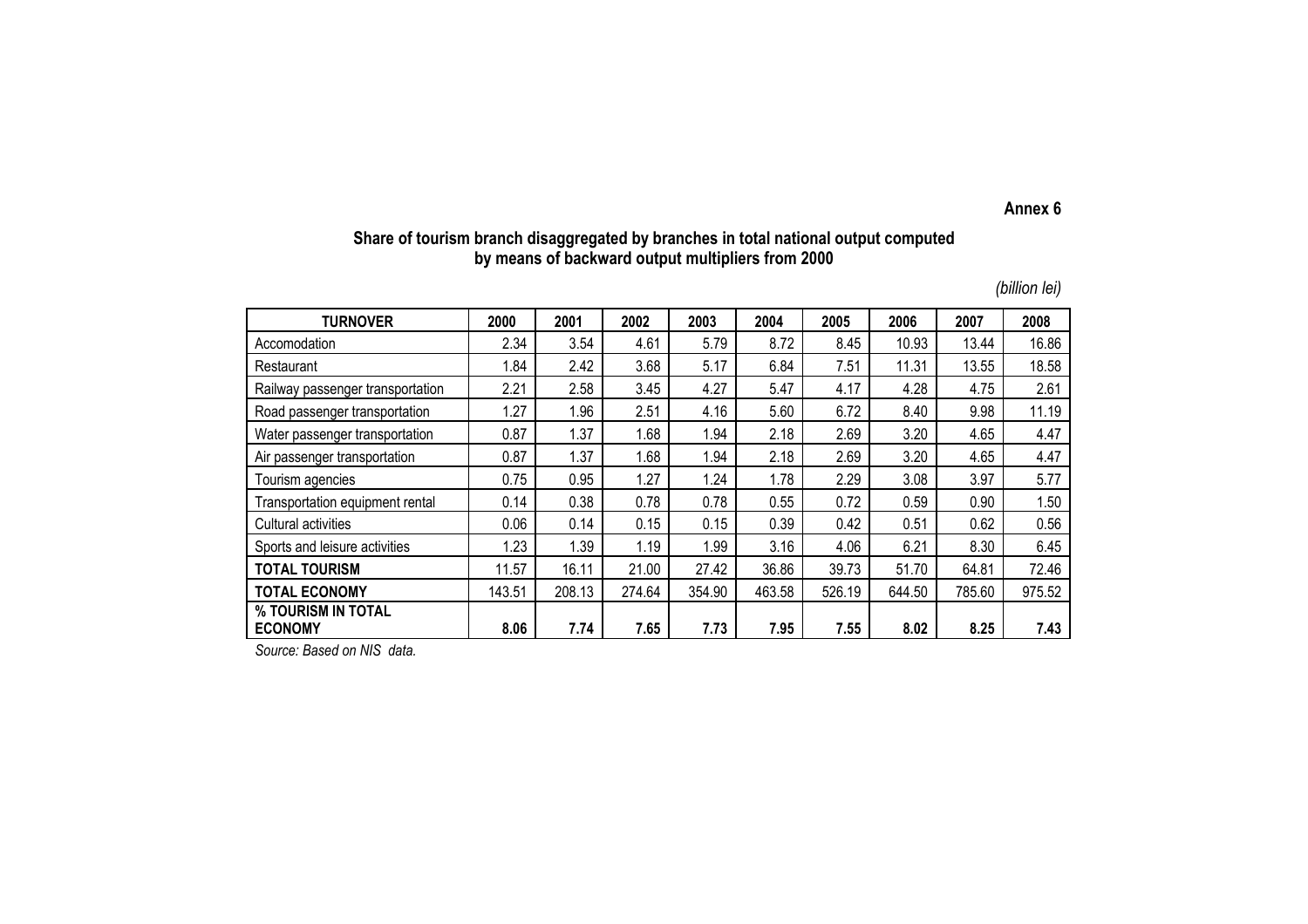**Annex 6**

**Share of tourism branch disaggregated by branches in total national output computed by means of backward output multipliers from 2000**

*(billion lei)*

| TURNOVER | 2000 | 2001 | 2002 | 2003 | 2004 | 2005 | 2006 | 2007 | 2008 |
|---|---|---|---|---|---|---|---|---|---|
| Accomodation | 2.34 | 3.54 | 4.61 | 5.79 | 8.72 | 8.45 | 10.93 | 13.44 | 16.86 |
| Restaurant | 1.84 | 2.42 | 3.68 | 5.17 | 6.84 | 7.51 | 11.31 | 13.55 | 18.58 |
| Railway passenger transportation | 2.21 | 2.58 | 3.45 | 4.27 | 5.47 | 4.17 | 4.28 | 4.75 | 2.61 |
| Road passenger transportation | 1.27 | 1.96 | 2.51 | 4.16 | 5.60 | 6.72 | 8.40 | 9.98 | 11.19 |
| Water passenger transportation | 0.87 | 1.37 | 1.68 | 1.94 | 2.18 | 2.69 | 3.20 | 4.65 | 4.47 |
| Air passenger transportation | 0.87 | 1.37 | 1.68 | 1.94 | 2.18 | 2.69 | 3.20 | 4.65 | 4.47 |
| Tourism agencies | 0.75 | 0.95 | 1.27 | 1.24 | 1.78 | 2.29 | 3.08 | 3.97 | 5.77 |
| Transportation equipment rental | 0.14 | 0.38 | 0.78 | 0.78 | 0.55 | 0.72 | 0.59 | 0.90 | 1.50 |
| Cultural activities | 0.06 | 0.14 | 0.15 | 0.15 | 0.39 | 0.42 | 0.51 | 0.62 | 0.56 |
| Sports and leisure activities | 1.23 | 1.39 | 1.19 | 1.99 | 3.16 | 4.06 | 6.21 | 8.30 | 6.45 |
| **TOTAL TOURISM** | 11.57 | 16.11 | 21.00 | 27.42 | 36.86 | 39.73 | 51.70 | 64.81 | 72.46 |
| **TOTAL ECONOMY** | 143.51 | 208.13 | 274.64 | 354.90 | 463.58 | 526.19 | 644.50 | 785.60 | 975.52 |
| **% TOURISM IN TOTAL ECONOMY** | **8.06** | **7.74** | **7.65** | **7.73** | **7.95** | **7.55** | **8.02** | **8.25** | **7.43** |

*Source: Based on NIS data.*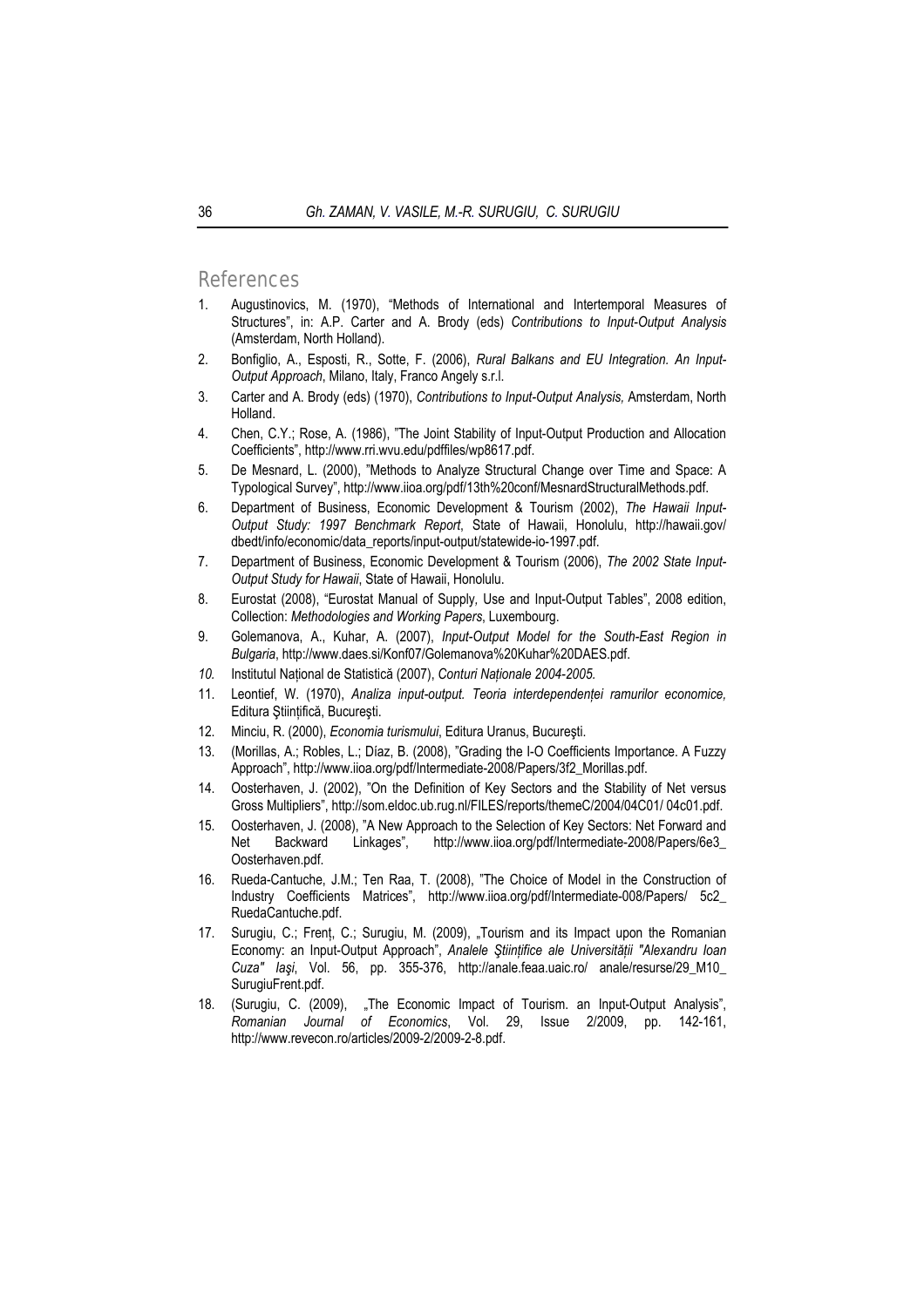## References

1. Augustinovics, M. (1970), "Methods of International and Intertemporal Measures of Structures", in: A.P. Carter and A. Brody (eds) *Contributions to Input-Output Analysis* (Amsterdam, North Holland).
2. Bonfiglio, A., Esposti, R., Sotte, F. (2006), *Rural Balkans and EU Integration. An Input-Output Approach*, Milano, Italy, Franco Angely s.r.l.
3. Carter and A. Brody (eds) (1970), *Contributions to Input-Output Analysis,* Amsterdam, North Holland.
4. Chen, C.Y.; Rose, A. (1986), "The Joint Stability of Input-Output Production and Allocation Coefficients", http://www.rri.wvu.edu/pdffiles/wp8617.pdf.
5. De Mesnard, L. (2000), "Methods to Analyze Structural Change over Time and Space: A Typological Survey", http://www.iioa.org/pdf/13th%20conf/MesnardStructuralMethods.pdf.
6. Department of Business, Economic Development & Tourism (2002), *The Hawaii Input-Output Study: 1997 Benchmark Report*, State of Hawaii, Honolulu, http://hawaii.gov/dbedt/info/economic/data_reports/input-output/statewide-io-1997.pdf.
7. Department of Business, Economic Development & Tourism (2006), *The 2002 State Input-Output Study for Hawaii*, State of Hawaii, Honolulu.
8. Eurostat (2008), "Eurostat Manual of Supply, Use and Input-Output Tables", 2008 edition, Collection: *Methodologies and Working Papers*, Luxembourg.
9. Golemanova, A., Kuhar, A. (2007), *Input-Output Model for the South-East Region in Bulgaria*, http://www.daes.si/Konf07/Golemanova%20Kuhar%20DAES.pdf.
10. Institutul Național de Statistică (2007), *Conturi Naționale 2004-2005.*
11. Leontief, W. (1970), *Analiza input-output. Teoria interdependenței ramurilor economice,* Editura Științifică, București.
12. Minciu, R. (2000), *Economia turismului*, Editura Uranus, București.
13. (Morillas, A.; Robles, L.; Díaz, B. (2008), "Grading the I-O Coefficients Importance. A Fuzzy Approach", http://www.iioa.org/pdf/Intermediate-2008/Papers/3f2_Morillas.pdf.
14. Oosterhaven, J. (2002), "On the Definition of Key Sectors and the Stability of Net versus Gross Multipliers", http://som.eldoc.ub.rug.nl/FILES/reports/themeC/2004/04C01/ 04c01.pdf.
15. Oosterhaven, J. (2008), "A New Approach to the Selection of Key Sectors: Net Forward and Net Backward Linkages", http://www.iioa.org/pdf/Intermediate-2008/Papers/6e3_ Oosterhaven.pdf.
16. Rueda-Cantuche, J.M.; Ten Raa, T. (2008), "The Choice of Model in the Construction of Industry Coefficients Matrices", http://www.iioa.org/pdf/Intermediate-008/Papers/ 5c2_ RuedaCantuche.pdf.
17. Surugiu, C.; Frenț, C.; Surugiu, M. (2009), „Tourism and its Impact upon the Romanian Economy: an Input-Output Approach", *Analele Științifice ale Universității "Alexandru Ioan Cuza" Iași*, Vol. 56, pp. 355-376, http://anale.feaa.uaic.ro/ anale/resurse/29_M10_ SurugiuFrent.pdf.
18. (Surugiu, C. (2009), „The Economic Impact of Tourism. an Input-Output Analysis", *Romanian Journal of Economics*, Vol. 29, Issue 2/2009, pp. 142-161, http://www.revecon.ro/articles/2009-2/2009-2-8.pdf.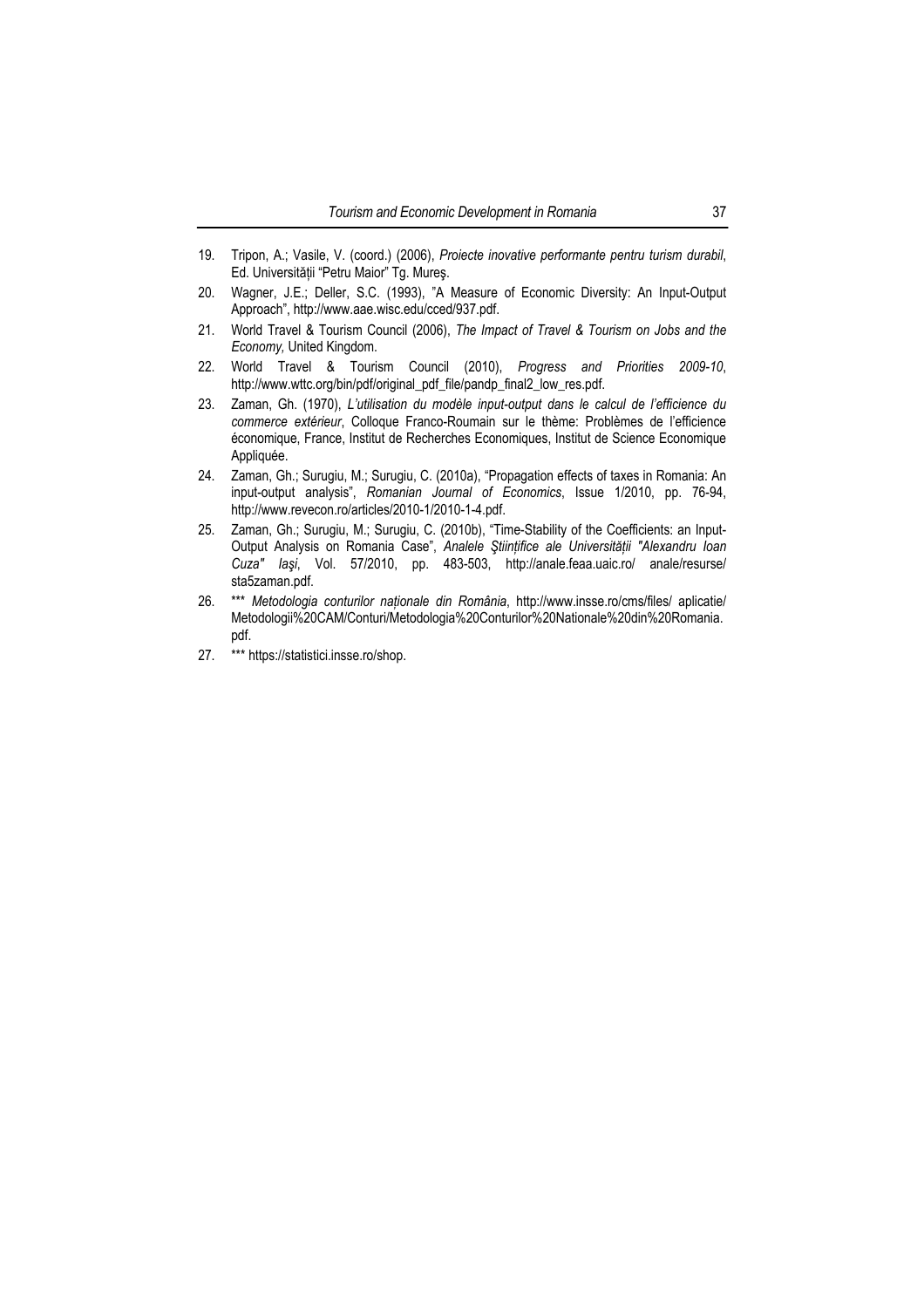19. Tripon, A.; Vasile, V. (coord.) (2006), *Proiecte inovative performante pentru turism durabil*, Ed. Universității "Petru Maior" Tg. Mureş.
20. Wagner, J.E.; Deller, S.C. (1993), "A Measure of Economic Diversity: An Input-Output Approach", http://www.aae.wisc.edu/cced/937.pdf.
21. World Travel & Tourism Council (2006), *The Impact of Travel & Tourism on Jobs and the Economy*, United Kingdom.
22. World Travel & Tourism Council (2010), *Progress and Priorities 2009-10*, http://www.wttc.org/bin/pdf/original_pdf_file/pandp_final2_low_res.pdf.
23. Zaman, Gh. (1970), *L'utilisation du modèle input-output dans le calcul de l'efficience du commerce extérieur*, Colloque Franco-Roumain sur le thème: Problèmes de l'efficience économique, France, Institut de Recherches Economiques, Institut de Science Economique Appliquée.
24. Zaman, Gh.; Surugiu, M.; Surugiu, C. (2010a), "Propagation effects of taxes in Romania: An input-output analysis", *Romanian Journal of Economics*, Issue 1/2010, pp. 76-94, http://www.revecon.ro/articles/2010-1/2010-1-4.pdf.
25. Zaman, Gh.; Surugiu, M.; Surugiu, C. (2010b), "Time-Stability of the Coefficients: an Input-Output Analysis on Romania Case", *Analele Ştiinţifice ale Universităţii "Alexandru Ioan Cuza" Iaşi*, Vol. 57/2010, pp. 483-503, http://anale.feaa.uaic.ro/ anale/resurse/ sta5zaman.pdf.
26. \*\*\* *Metodologia conturilor naționale din România*, http://www.insse.ro/cms/files/ aplicatie/ Metodologii%20CAM/Conturi/Metodologia%20Conturilor%20Nationale%20din%20Romania. pdf.
27. \*\*\* https://statistici.insse.ro/shop.